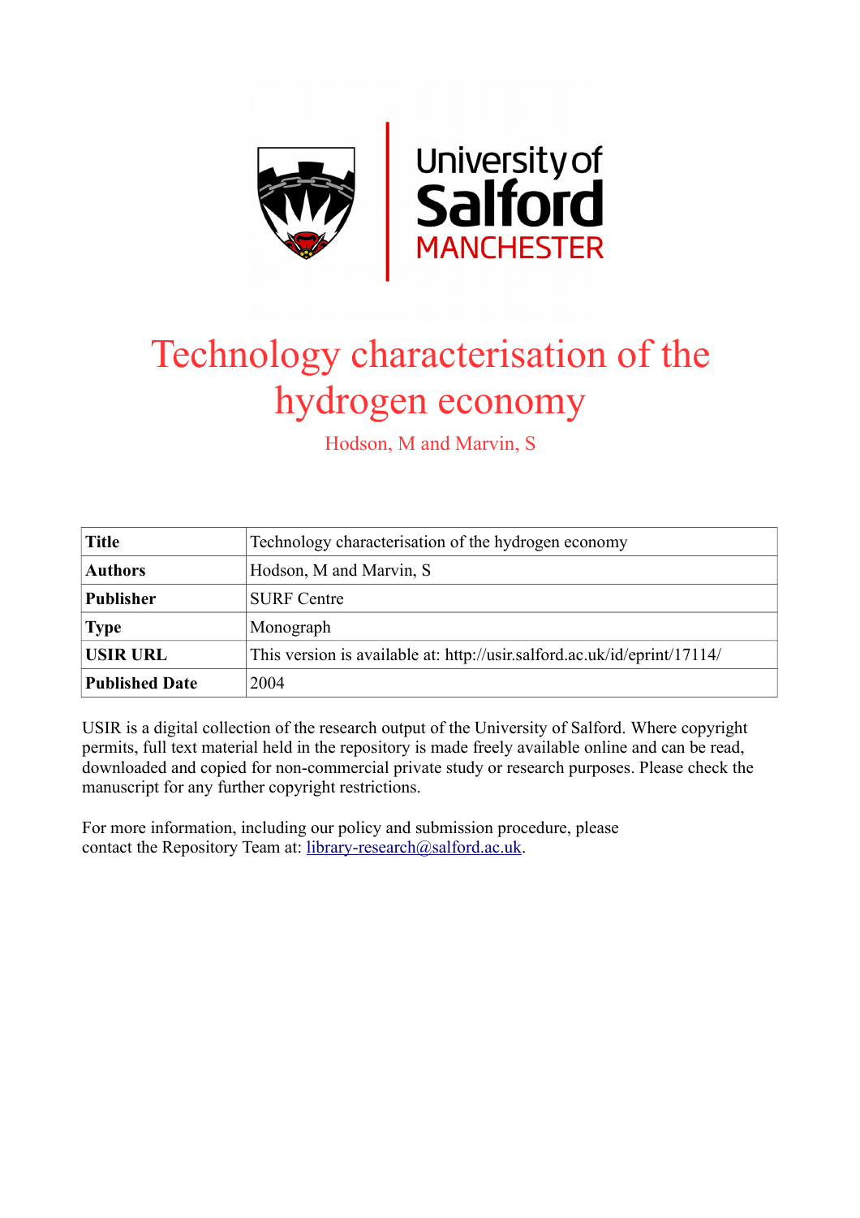# Technology characterisation of the hydrogen economy

Hodson, M and Marvin, S

| Title | Technology characterisation of the hydrogen economy |
|---|---|
| Authors | Hodson, M and Marvin, S |
| Publisher | SURF Centre |
| Type | Monograph |
| USIR URL | This version is available at: http://usir.salford.ac.uk/id/eprint/17114/ |
| Published Date | 2004 |

USIR is a digital collection of the research output of the University of Salford. Where copyright permits, full text material held in the repository is made freely available online and can be read, downloaded and copied for non-commercial private study or research purposes. Please check the manuscript for any further copyright restrictions.

For more information, including our policy and submission procedure, please contact the Repository Team at: library-research@salford.ac.uk.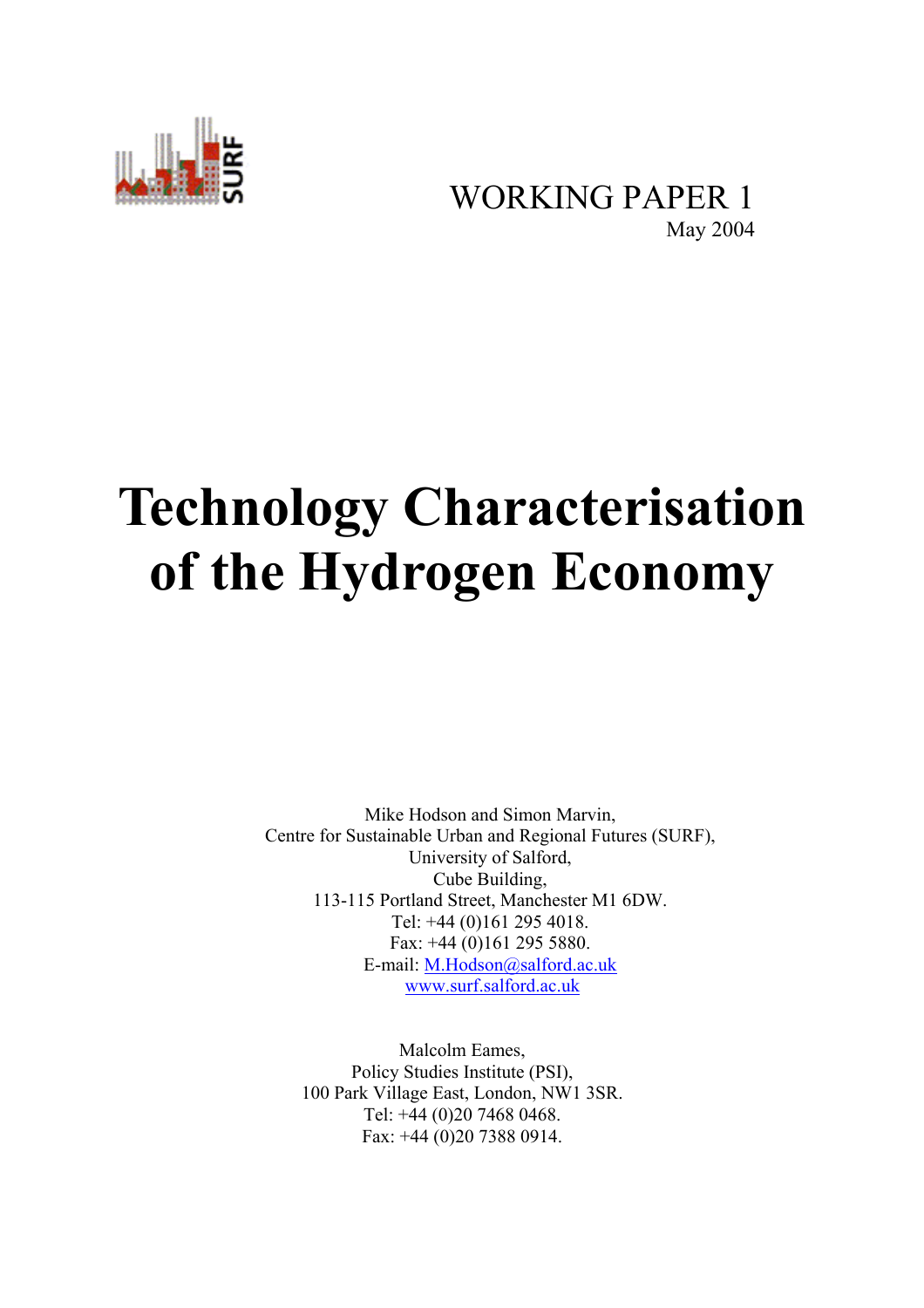WORKING PAPER 1

May 2004

# Technology Characterisation of the Hydrogen Economy

Mike Hodson and Simon Marvin,
Centre for Sustainable Urban and Regional Futures (SURF),
University of Salford,
Cube Building,
113-115 Portland Street, Manchester M1 6DW.
Tel: +44 (0)161 295 4018.
Fax: +44 (0)161 295 5880.
E-mail: M.Hodson@salford.ac.uk
www.surf.salford.ac.uk

Malcolm Eames,
Policy Studies Institute (PSI),
100 Park Village East, London, NW1 3SR.
Tel: +44 (0)20 7468 0468.
Fax: +44 (0)20 7388 0914.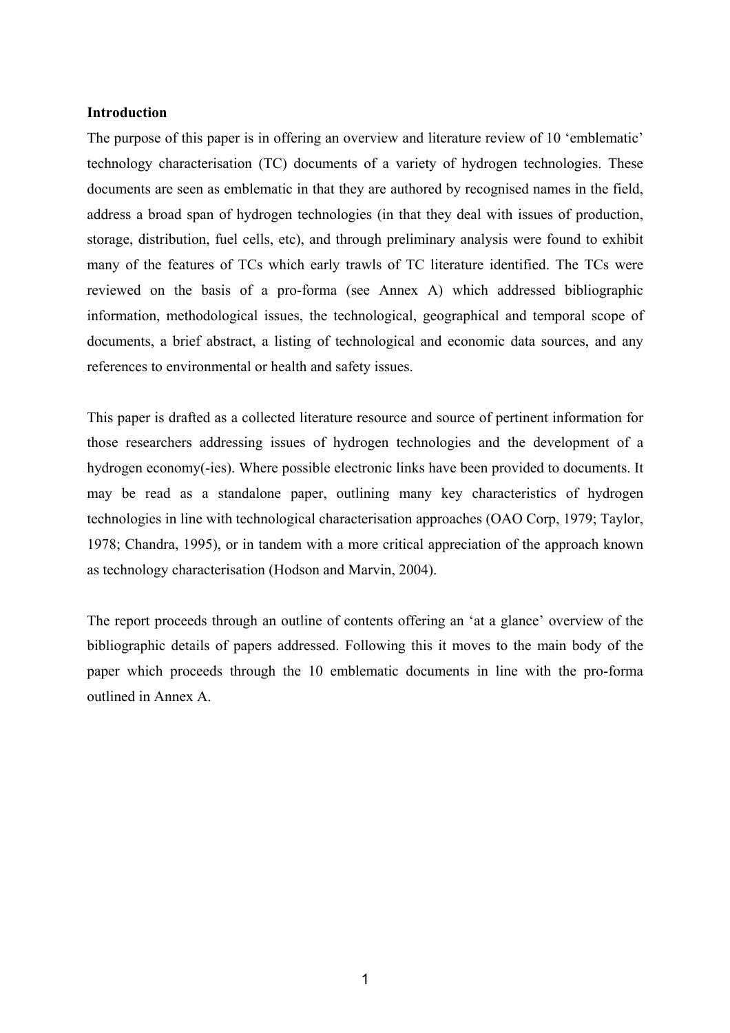**Introduction**

The purpose of this paper is in offering an overview and literature review of 10 'emblematic' technology characterisation (TC) documents of a variety of hydrogen technologies. These documents are seen as emblematic in that they are authored by recognised names in the field, address a broad span of hydrogen technologies (in that they deal with issues of production, storage, distribution, fuel cells, etc), and through preliminary analysis were found to exhibit many of the features of TCs which early trawls of TC literature identified. The TCs were reviewed on the basis of a pro-forma (see Annex A) which addressed bibliographic information, methodological issues, the technological, geographical and temporal scope of documents, a brief abstract, a listing of technological and economic data sources, and any references to environmental or health and safety issues.

This paper is drafted as a collected literature resource and source of pertinent information for those researchers addressing issues of hydrogen technologies and the development of a hydrogen economy(-ies). Where possible electronic links have been provided to documents. It may be read as a standalone paper, outlining many key characteristics of hydrogen technologies in line with technological characterisation approaches (OAO Corp, 1979; Taylor, 1978; Chandra, 1995), or in tandem with a more critical appreciation of the approach known as technology characterisation (Hodson and Marvin, 2004).

The report proceeds through an outline of contents offering an 'at a glance' overview of the bibliographic details of papers addressed. Following this it moves to the main body of the paper which proceeds through the 10 emblematic documents in line with the pro-forma outlined in Annex A.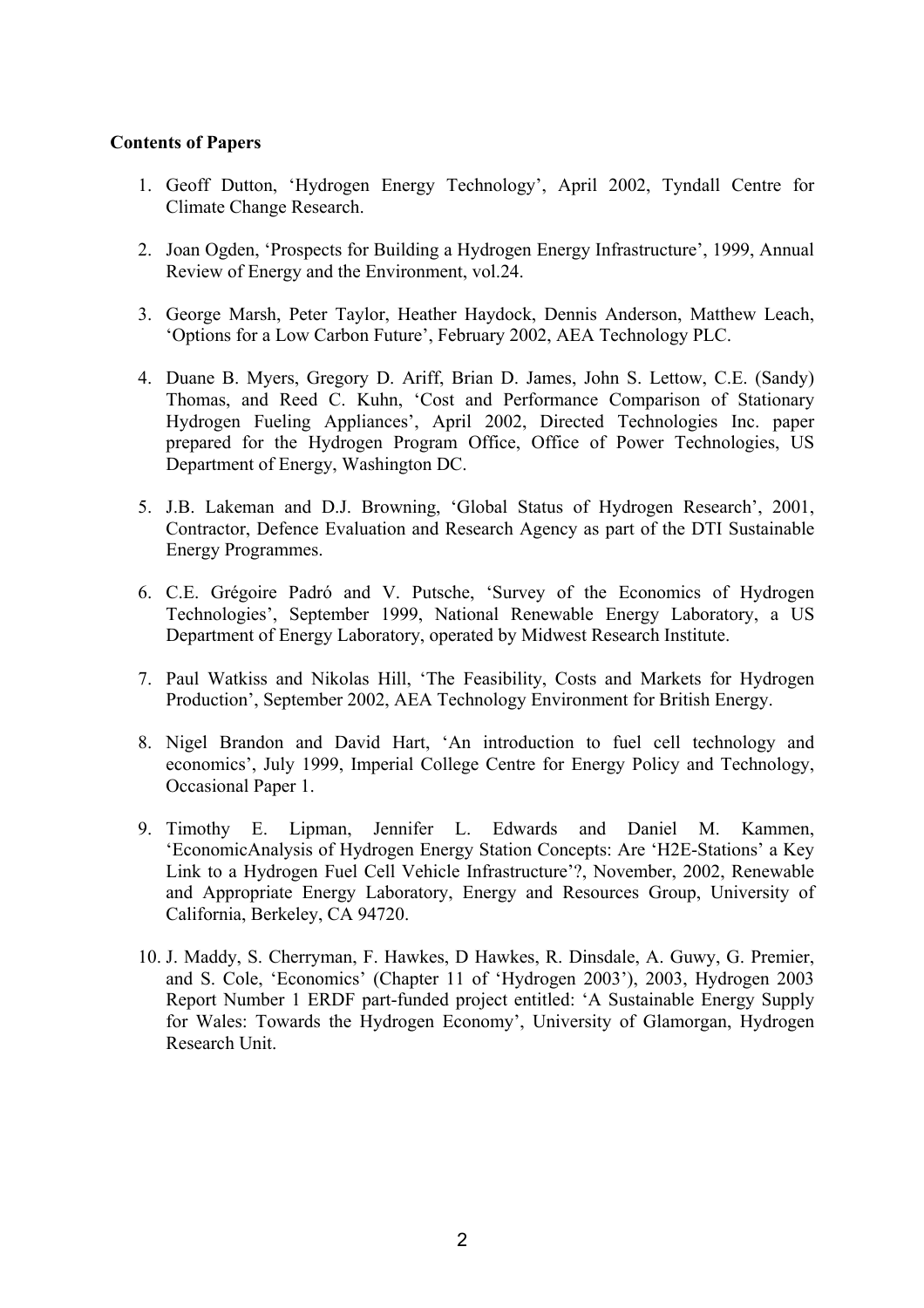**Contents of Papers**

1. Geoff Dutton, 'Hydrogen Energy Technology', April 2002, Tyndall Centre for Climate Change Research.

2. Joan Ogden, 'Prospects for Building a Hydrogen Energy Infrastructure', 1999, Annual Review of Energy and the Environment, vol.24.

3. George Marsh, Peter Taylor, Heather Haydock, Dennis Anderson, Matthew Leach, 'Options for a Low Carbon Future', February 2002, AEA Technology PLC.

4. Duane B. Myers, Gregory D. Ariff, Brian D. James, John S. Lettow, C.E. (Sandy) Thomas, and Reed C. Kuhn, 'Cost and Performance Comparison of Stationary Hydrogen Fueling Appliances', April 2002, Directed Technologies Inc. paper prepared for the Hydrogen Program Office, Office of Power Technologies, US Department of Energy, Washington DC.

5. J.B. Lakeman and D.J. Browning, 'Global Status of Hydrogen Research', 2001, Contractor, Defence Evaluation and Research Agency as part of the DTI Sustainable Energy Programmes.

6. C.E. Grégoire Padró and V. Putsche, 'Survey of the Economics of Hydrogen Technologies', September 1999, National Renewable Energy Laboratory, a US Department of Energy Laboratory, operated by Midwest Research Institute.

7. Paul Watkiss and Nikolas Hill, 'The Feasibility, Costs and Markets for Hydrogen Production', September 2002, AEA Technology Environment for British Energy.

8. Nigel Brandon and David Hart, 'An introduction to fuel cell technology and economics', July 1999, Imperial College Centre for Energy Policy and Technology, Occasional Paper 1.

9. Timothy E. Lipman, Jennifer L. Edwards and Daniel M. Kammen, 'EconomicAnalysis of Hydrogen Energy Station Concepts: Are 'H2E-Stations' a Key Link to a Hydrogen Fuel Cell Vehicle Infrastructure'?, November, 2002, Renewable and Appropriate Energy Laboratory, Energy and Resources Group, University of California, Berkeley, CA 94720.

10. J. Maddy, S. Cherryman, F. Hawkes, D Hawkes, R. Dinsdale, A. Guwy, G. Premier, and S. Cole, 'Economics' (Chapter 11 of 'Hydrogen 2003'), 2003, Hydrogen 2003 Report Number 1 ERDF part-funded project entitled: 'A Sustainable Energy Supply for Wales: Towards the Hydrogen Economy', University of Glamorgan, Hydrogen Research Unit.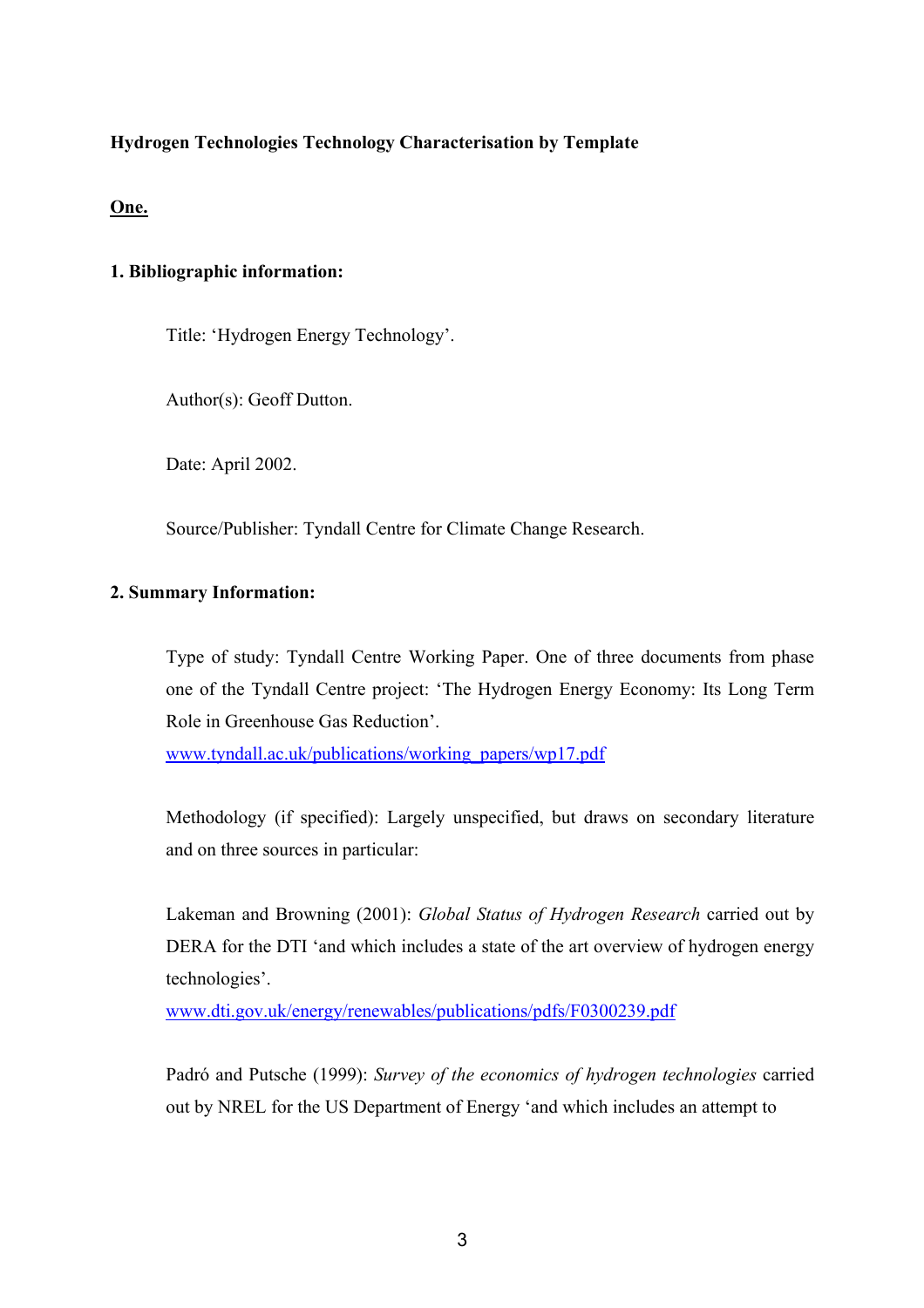**Hydrogen Technologies Technology Characterisation by Template**

**One.**

**1. Bibliographic information:**

Title: 'Hydrogen Energy Technology'.

Author(s): Geoff Dutton.

Date: April 2002.

Source/Publisher: Tyndall Centre for Climate Change Research.

**2. Summary Information:**

Type of study: Tyndall Centre Working Paper. One of three documents from phase one of the Tyndall Centre project: 'The Hydrogen Energy Economy: Its Long Term Role in Greenhouse Gas Reduction'.
www.tyndall.ac.uk/publications/working_papers/wp17.pdf

Methodology (if specified): Largely unspecified, but draws on secondary literature and on three sources in particular:

Lakeman and Browning (2001): *Global Status of Hydrogen Research* carried out by DERA for the DTI 'and which includes a state of the art overview of hydrogen energy technologies'.
www.dti.gov.uk/energy/renewables/publications/pdfs/F0300239.pdf

Padró and Putsche (1999): *Survey of the economics of hydrogen technologies* carried out by NREL for the US Department of Energy 'and which includes an attempt to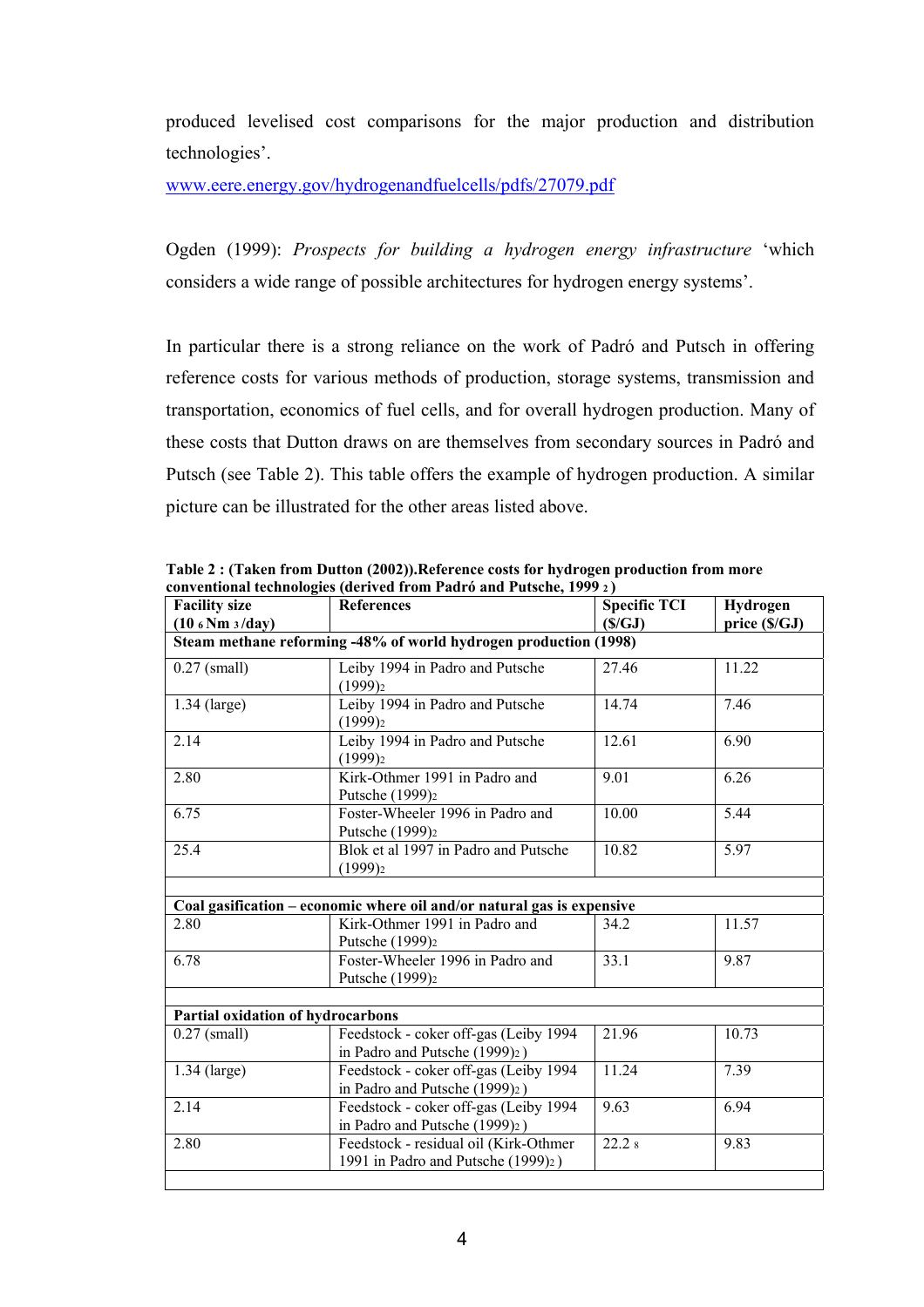produced levelised cost comparisons for the major production and distribution technologies'.

www.eere.energy.gov/hydrogenandfuelcells/pdfs/27079.pdf

Ogden (1999): *Prospects for building a hydrogen energy infrastructure* 'which considers a wide range of possible architectures for hydrogen energy systems'.

In particular there is a strong reliance on the work of Padró and Putsch in offering reference costs for various methods of production, storage systems, transmission and transportation, economics of fuel cells, and for overall hydrogen production. Many of these costs that Dutton draws on are themselves from secondary sources in Padró and Putsch (see Table 2). This table offers the example of hydrogen production. A similar picture can be illustrated for the other areas listed above.

**Table 2 : (Taken from Dutton (2002)).Reference costs for hydrogen production from more conventional technologies (derived from Padró and Putsche, 1999 [2])**

| Facility size ($10^6$ $Nm^3$/day) | References | Specific TCI ($/GJ) | Hydrogen price ($/GJ) |
|---|---|---|---|
| **Steam methane reforming -48% of world hydrogen production (1998)** | | | |
| 0.27 (small) | Leiby 1994 in Padro and Putsche (1999)[2] | 27.46 | 11.22 |
| 1.34 (large) | Leiby 1994 in Padro and Putsche (1999)[2] | 14.74 | 7.46 |
| 2.14 | Leiby 1994 in Padro and Putsche (1999)[2] | 12.61 | 6.90 |
| 2.80 | Kirk-Othmer 1991 in Padro and Putsche (1999)[2] | 9.01 | 6.26 |
| 6.75 | Foster-Wheeler 1996 in Padro and Putsche (1999)[2] | 10.00 | 5.44 |
| 25.4 | Blok et al 1997 in Padro and Putsche (1999)[2] | 10.82 | 5.97 |
| | | | |
| **Coal gasification – economic where oil and/or natural gas is expensive** | | | |
| 2.80 | Kirk-Othmer 1991 in Padro and Putsche (1999)[2] | 34.2 | 11.57 |
| 6.78 | Foster-Wheeler 1996 in Padro and Putsche (1999)[2] | 33.1 | 9.87 |
| | | | |
| **Partial oxidation of hydrocarbons** | | | |
| 0.27 (small) | Feedstock - coker off-gas (Leiby 1994 in Padro and Putsche (1999)[2] ) | 21.96 | 10.73 |
| 1.34 (large) | Feedstock - coker off-gas (Leiby 1994 in Padro and Putsche (1999)[2] ) | 11.24 | 7.39 |
| 2.14 | Feedstock - coker off-gas (Leiby 1994 in Padro and Putsche (1999)[2] ) | 9.63 | 6.94 |
| 2.80 | Feedstock - residual oil (Kirk-Othmer 1991 in Padro and Putsche (1999)[2] ) | 22.2 [8] | 9.83 |
| | | | |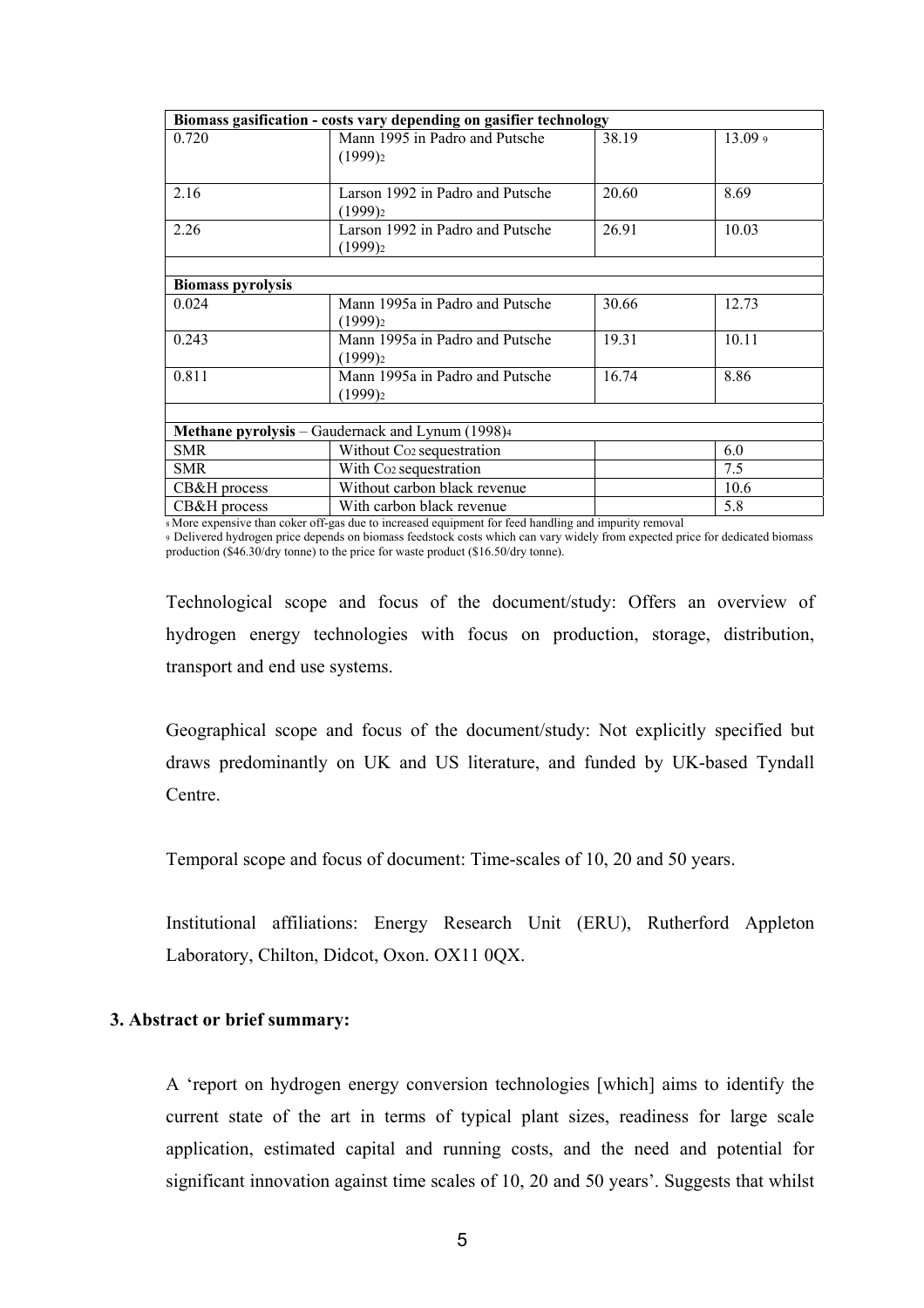| Biomass gasification - costs vary depending on gasifier technology | | | |
|---|---|---|---|
| 0.720 | Mann 1995 in Padro and Putsche (1999)[2] | 38.19 | 13.09 [9] |
| 2.16 | Larson 1992 in Padro and Putsche (1999)[2] | 20.60 | 8.69 |
| 2.26 | Larson 1992 in Padro and Putsche (1999)[2] | 26.91 | 10.03 |
| | | | |
| **Biomass pyrolysis** | | | |
| 0.024 | Mann 1995a in Padro and Putsche (1999)[2] | 30.66 | 12.73 |
| 0.243 | Mann 1995a in Padro and Putsche (1999)[2] | 19.31 | 10.11 |
| 0.811 | Mann 1995a in Padro and Putsche (1999)[2] | 16.74 | 8.86 |
| | | | |
| **Methane pyrolysis** – Gaudernack and Lynum (1998)[4] | | | |
| SMR | Without $CO_2$ sequestration | | 6.0 |
| SMR | With $CO_2$ sequestration | | 7.5 |
| CB&H process | Without carbon black revenue | | 10.6 |
| CB&H process | With carbon black revenue | | 5.8 |

[8] More expensive than coker off-gas due to increased equipment for feed handling and impurity removal

[9] Delivered hydrogen price depends on biomass feedstock costs which can vary widely from expected price for dedicated biomass production ($46.30/dry tonne) to the price for waste product ($16.50/dry tonne).

Technological scope and focus of the document/study: Offers an overview of hydrogen energy technologies with focus on production, storage, distribution, transport and end use systems.

Geographical scope and focus of the document/study: Not explicitly specified but draws predominantly on UK and US literature, and funded by UK-based Tyndall Centre.

Temporal scope and focus of document: Time-scales of 10, 20 and 50 years.

Institutional affiliations: Energy Research Unit (ERU), Rutherford Appleton Laboratory, Chilton, Didcot, Oxon. OX11 0QX.

### 3. Abstract or brief summary:

A 'report on hydrogen energy conversion technologies [which] aims to identify the current state of the art in terms of typical plant sizes, readiness for large scale application, estimated capital and running costs, and the need and potential for significant innovation against time scales of 10, 20 and 50 years'. Suggests that whilst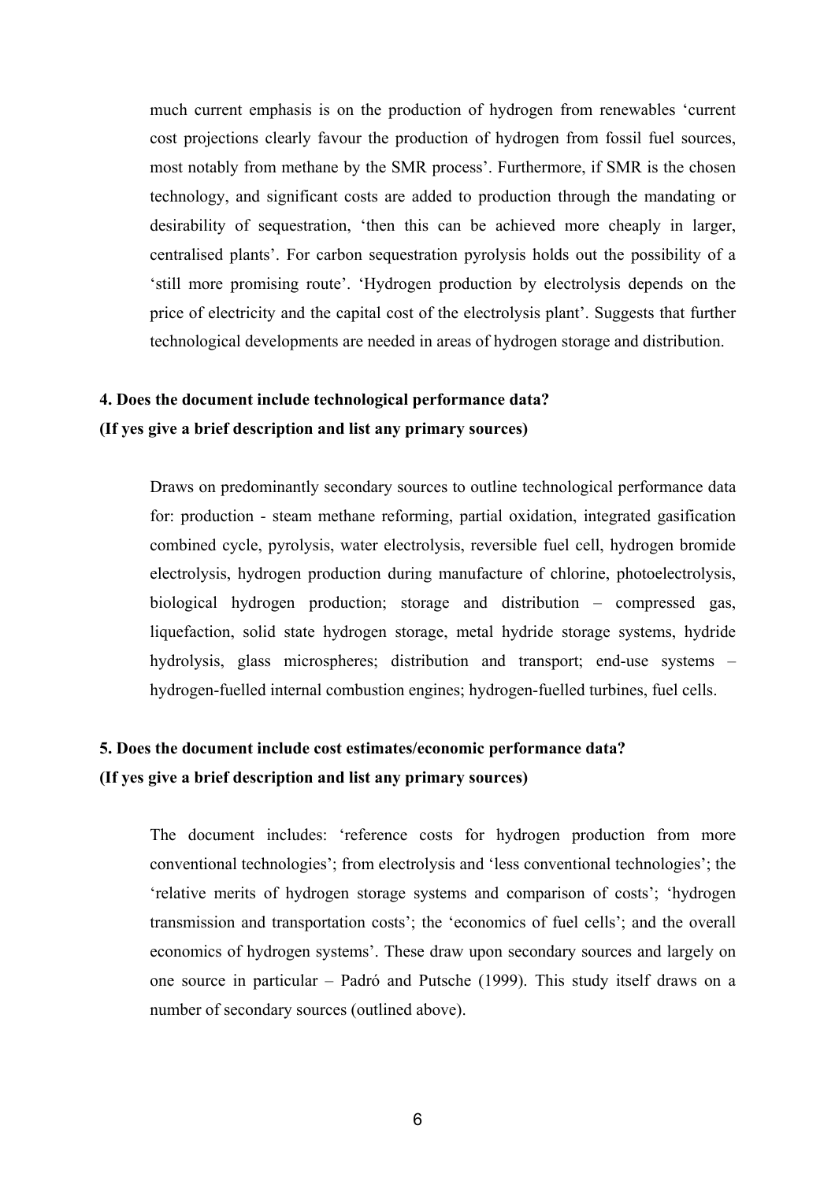much current emphasis is on the production of hydrogen from renewables 'current cost projections clearly favour the production of hydrogen from fossil fuel sources, most notably from methane by the SMR process'. Furthermore, if SMR is the chosen technology, and significant costs are added to production through the mandating or desirability of sequestration, 'then this can be achieved more cheaply in larger, centralised plants'. For carbon sequestration pyrolysis holds out the possibility of a 'still more promising route'. 'Hydrogen production by electrolysis depends on the price of electricity and the capital cost of the electrolysis plant'. Suggests that further technological developments are needed in areas of hydrogen storage and distribution.

**4. Does the document include technological performance data?**
**(If yes give a brief description and list any primary sources)**

Draws on predominantly secondary sources to outline technological performance data for: production - steam methane reforming, partial oxidation, integrated gasification combined cycle, pyrolysis, water electrolysis, reversible fuel cell, hydrogen bromide electrolysis, hydrogen production during manufacture of chlorine, photoelectrolysis, biological hydrogen production; storage and distribution – compressed gas, liquefaction, solid state hydrogen storage, metal hydride storage systems, hydride hydrolysis, glass microspheres; distribution and transport; end-use systems – hydrogen-fuelled internal combustion engines; hydrogen-fuelled turbines, fuel cells.

**5. Does the document include cost estimates/economic performance data?**
**(If yes give a brief description and list any primary sources)**

The document includes: 'reference costs for hydrogen production from more conventional technologies'; from electrolysis and 'less conventional technologies'; the 'relative merits of hydrogen storage systems and comparison of costs'; 'hydrogen transmission and transportation costs'; the 'economics of fuel cells'; and the overall economics of hydrogen systems'. These draw upon secondary sources and largely on one source in particular – Padró and Putsche (1999). This study itself draws on a number of secondary sources (outlined above).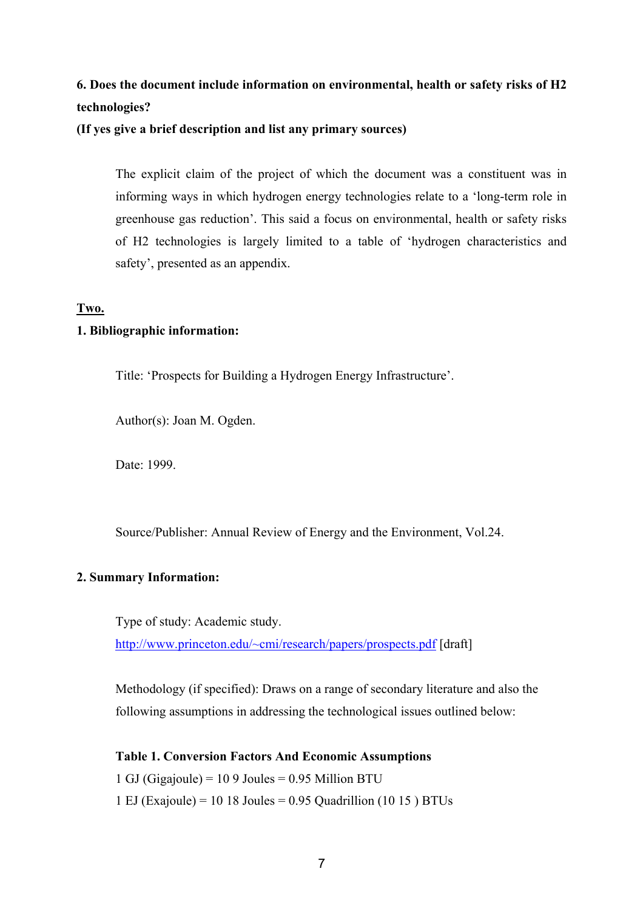**6. Does the document include information on environmental, health or safety risks of H2 technologies?**
**(If yes give a brief description and list any primary sources)**

The explicit claim of the project of which the document was a constituent was in informing ways in which hydrogen energy technologies relate to a 'long-term role in greenhouse gas reduction'. This said a focus on environmental, health or safety risks of H2 technologies is largely limited to a table of 'hydrogen characteristics and safety', presented as an appendix.

**Two.**

**1. Bibliographic information:**

Title: 'Prospects for Building a Hydrogen Energy Infrastructure'.

Author(s): Joan M. Ogden.

Date: 1999.

Source/Publisher: Annual Review of Energy and the Environment, Vol.24.

**2. Summary Information:**

Type of study: Academic study.
http://www.princeton.edu/~cmi/research/papers/prospects.pdf [draft]

Methodology (if specified): Draws on a range of secondary literature and also the following assumptions in addressing the technological issues outlined below:

**Table 1. Conversion Factors And Economic Assumptions**
1 GJ (Gigajoule) = $10^9$ Joules = 0.95 Million BTU
1 EJ (Exajoule) = $10^{18}$ Joules = 0.95 Quadrillion ($10^{15}$) BTUs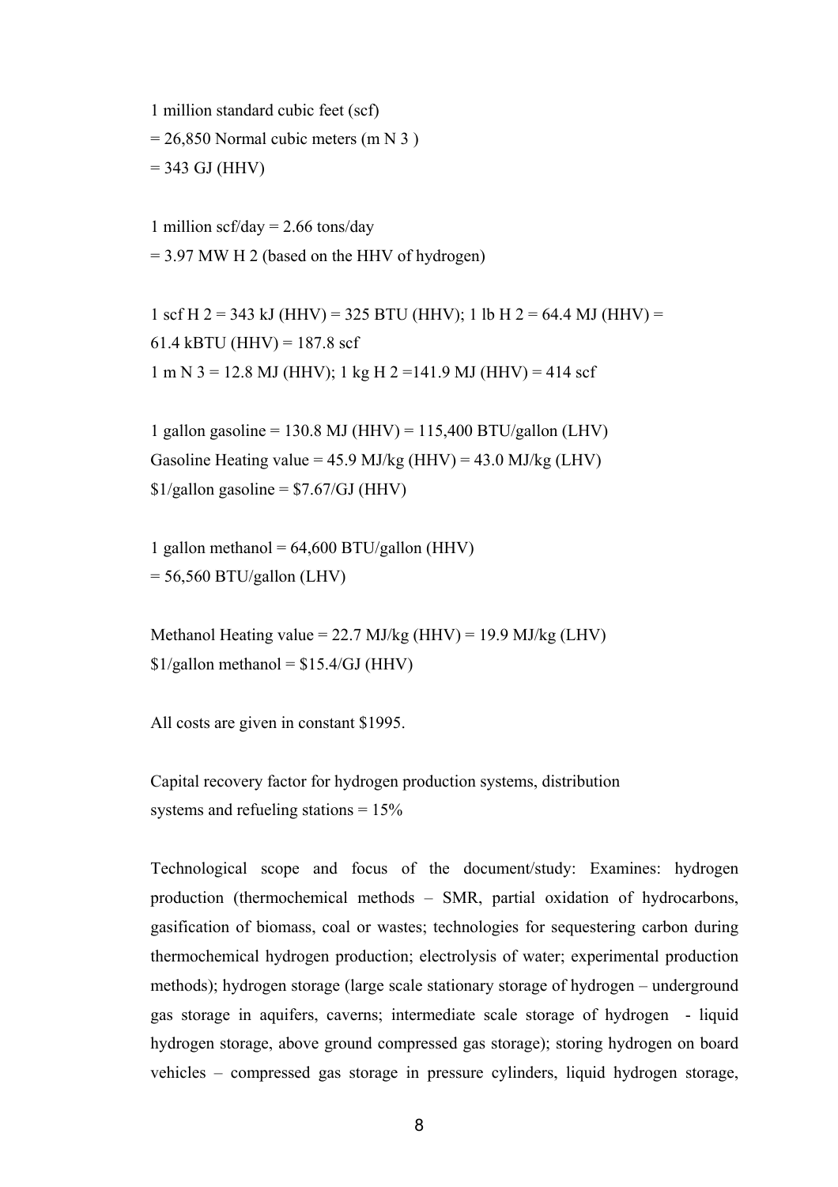1 million standard cubic feet (scf)
= 26,850 Normal cubic meters ($m_N^3$)
= 343 GJ (HHV)

1 million scf/day = 2.66 tons/day
= 3.97 MW $H_2$ (based on the HHV of hydrogen)

1 scf $H_2$ = 343 kJ (HHV) = 325 BTU (HHV); 1 lb $H_2$ = 64.4 MJ (HHV) = 61.4 kBTU (HHV) = 187.8 scf
1 $m_N^3$ = 12.8 MJ (HHV); 1 kg $H_2$ =141.9 MJ (HHV) = 414 scf

1 gallon gasoline = 130.8 MJ (HHV) = 115,400 BTU/gallon (LHV)
Gasoline Heating value = 45.9 MJ/kg (HHV) = 43.0 MJ/kg (LHV)
$1/gallon gasoline = $7.67/GJ (HHV)

1 gallon methanol = 64,600 BTU/gallon (HHV)
= 56,560 BTU/gallon (LHV)

Methanol Heating value = 22.7 MJ/kg (HHV) = 19.9 MJ/kg (LHV)
$1/gallon methanol = $15.4/GJ (HHV)

All costs are given in constant $1995.

Capital recovery factor for hydrogen production systems, distribution systems and refueling stations = 15%

Technological scope and focus of the document/study: Examines: hydrogen production (thermochemical methods – SMR, partial oxidation of hydrocarbons, gasification of biomass, coal or wastes; technologies for sequestering carbon during thermochemical hydrogen production; electrolysis of water; experimental production methods); hydrogen storage (large scale stationary storage of hydrogen – underground gas storage in aquifers, caverns; intermediate scale storage of hydrogen - liquid hydrogen storage, above ground compressed gas storage); storing hydrogen on board vehicles – compressed gas storage in pressure cylinders, liquid hydrogen storage,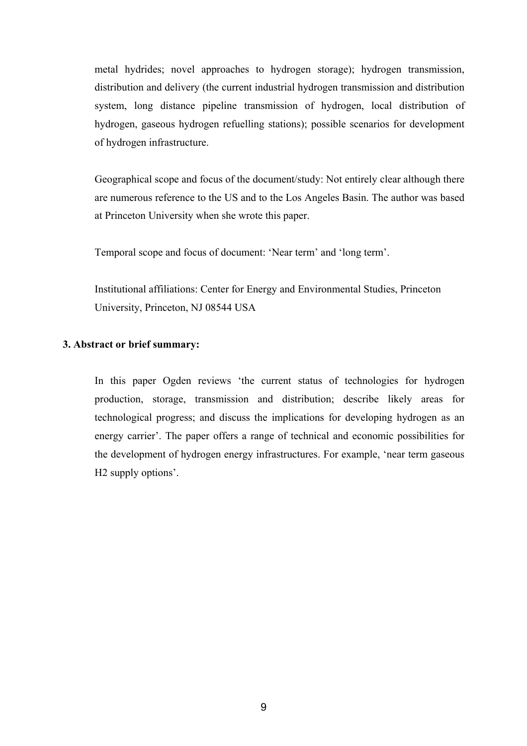metal hydrides; novel approaches to hydrogen storage); hydrogen transmission, distribution and delivery (the current industrial hydrogen transmission and distribution system, long distance pipeline transmission of hydrogen, local distribution of hydrogen, gaseous hydrogen refuelling stations); possible scenarios for development of hydrogen infrastructure.

Geographical scope and focus of the document/study: Not entirely clear although there are numerous reference to the US and to the Los Angeles Basin. The author was based at Princeton University when she wrote this paper.

Temporal scope and focus of document: 'Near term' and 'long term'.

Institutional affiliations: Center for Energy and Environmental Studies, Princeton University, Princeton, NJ 08544 USA

**3. Abstract or brief summary:**

In this paper Ogden reviews 'the current status of technologies for hydrogen production, storage, transmission and distribution; describe likely areas for technological progress; and discuss the implications for developing hydrogen as an energy carrier'. The paper offers a range of technical and economic possibilities for the development of hydrogen energy infrastructures. For example, 'near term gaseous H2 supply options'.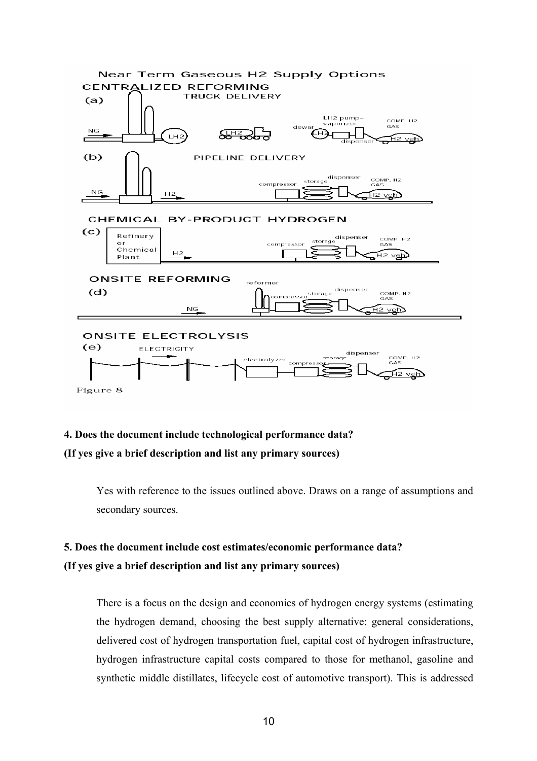Near Term Gaseous H2 Supply Options

CENTRALIZED REFORMING

(a) TRUCK DELIVERY

NG → LH2 — LH2 truck — dewar LH2 — LH2 pump+ vaporizer — dispenser — COMP. H2 GAS — H2 veh

(b) PIPELINE DELIVERY

NG → H2 — compressor — storage — dispenser — COMP. H2 GAS — H2 veh

CHEMICAL BY-PRODUCT HYDROGEN

(c) Refinery or Chemical Plant — H2 — compressor — storage — dispenser — COMP. H2 GAS — H2 veh

ONSITE REFORMING

(d) NG — reformer — compressor — storage — dispenser — COMP. H2 GAS — H2 veh

ONSITE ELECTROLYSIS

(e) ELECTRICITY — electrolyzer — compressor — storage — dispenser — COMP. H2 GAS — H2 veh

Figure 8

**4. Does the document include technological performance data?**
**(If yes give a brief description and list any primary sources)**

Yes with reference to the issues outlined above. Draws on a range of assumptions and secondary sources.

**5. Does the document include cost estimates/economic performance data?**
**(If yes give a brief description and list any primary sources)**

There is a focus on the design and economics of hydrogen energy systems (estimating the hydrogen demand, choosing the best supply alternative: general considerations, delivered cost of hydrogen transportation fuel, capital cost of hydrogen infrastructure, hydrogen infrastructure capital costs compared to those for methanol, gasoline and synthetic middle distillates, lifecycle cost of automotive transport). This is addressed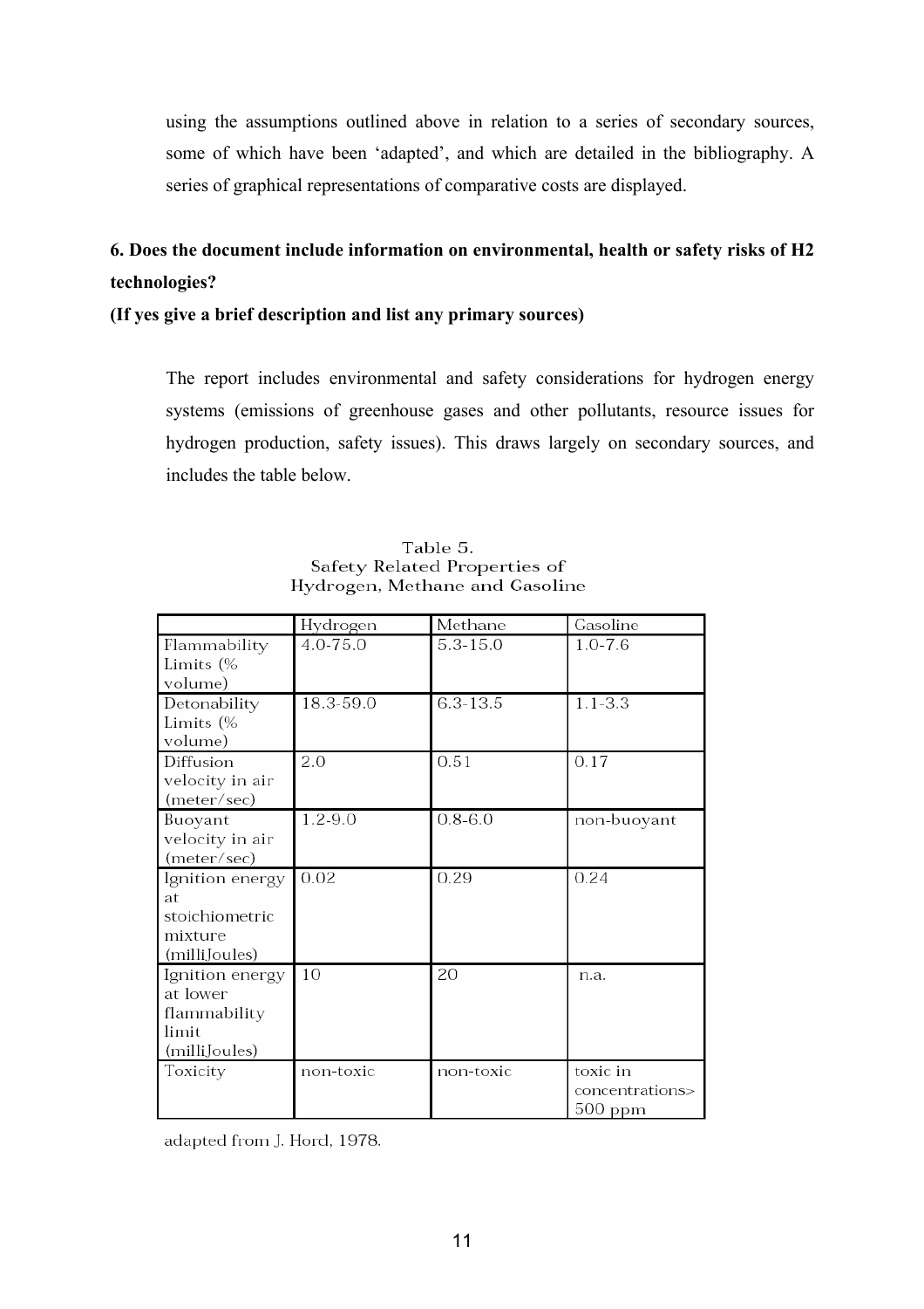using the assumptions outlined above in relation to a series of secondary sources, some of which have been 'adapted', and which are detailed in the bibliography. A series of graphical representations of comparative costs are displayed.

**6. Does the document include information on environmental, health or safety risks of H2 technologies?**

**(If yes give a brief description and list any primary sources)**

The report includes environmental and safety considerations for hydrogen energy systems (emissions of greenhouse gases and other pollutants, resource issues for hydrogen production, safety issues). This draws largely on secondary sources, and includes the table below.

Table 5.
Safety Related Properties of
Hydrogen, Methane and Gasoline

| | Hydrogen | Methane | Gasoline |
|---|---|---|---|
| Flammability Limits (% volume) | 4.0-75.0 | 5.3-15.0 | 1.0-7.6 |
| Detonability Limits (% volume) | 18.3-59.0 | 6.3-13.5 | 1.1-3.3 |
| Diffusion velocity in air (meter/sec) | 2.0 | 0.51 | 0.17 |
| Buoyant velocity in air (meter/sec) | 1.2-9.0 | 0.8-6.0 | non-buoyant |
| Ignition energy at stoichiometric mixture (milliJoules) | 0.02 | 0.29 | 0.24 |
| Ignition energy at lower flammability limit (milliJoules) | 10 | 20 | n.a. |
| Toxicity | non-toxic | non-toxic | toxic in concentrations> 500 ppm |

adapted from J. Hord, 1978.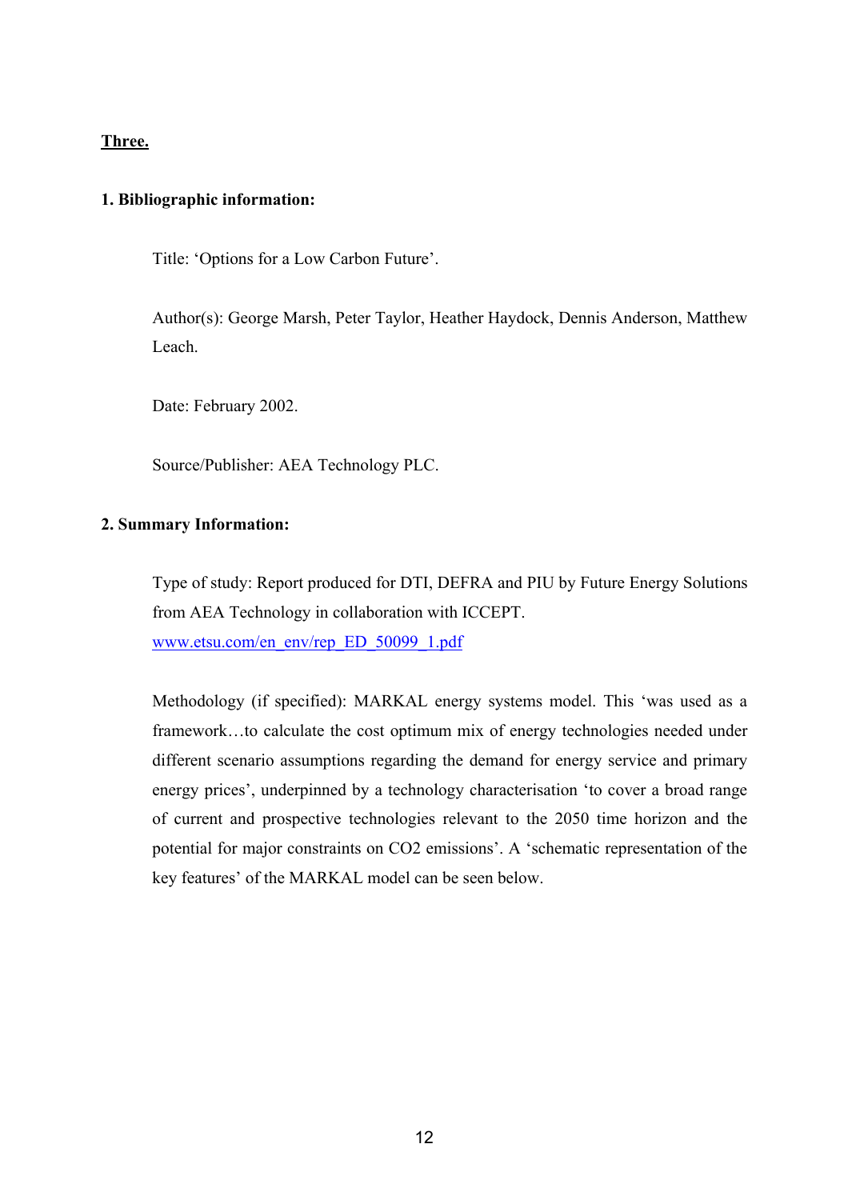**<u>Three.</u>**

**1. Bibliographic information:**

Title: 'Options for a Low Carbon Future'.

Author(s): George Marsh, Peter Taylor, Heather Haydock, Dennis Anderson, Matthew Leach.

Date: February 2002.

Source/Publisher: AEA Technology PLC.

**2. Summary Information:**

Type of study: Report produced for DTI, DEFRA and PIU by Future Energy Solutions from AEA Technology in collaboration with ICCEPT.
[www.etsu.com/en_env/rep_ED_50099_1.pdf](www.etsu.com/en_env/rep_ED_50099_1.pdf)

Methodology (if specified): MARKAL energy systems model. This 'was used as a framework…to calculate the cost optimum mix of energy technologies needed under different scenario assumptions regarding the demand for energy service and primary energy prices', underpinned by a technology characterisation 'to cover a broad range of current and prospective technologies relevant to the 2050 time horizon and the potential for major constraints on $CO_2$ emissions'. A 'schematic representation of the key features' of the MARKAL model can be seen below.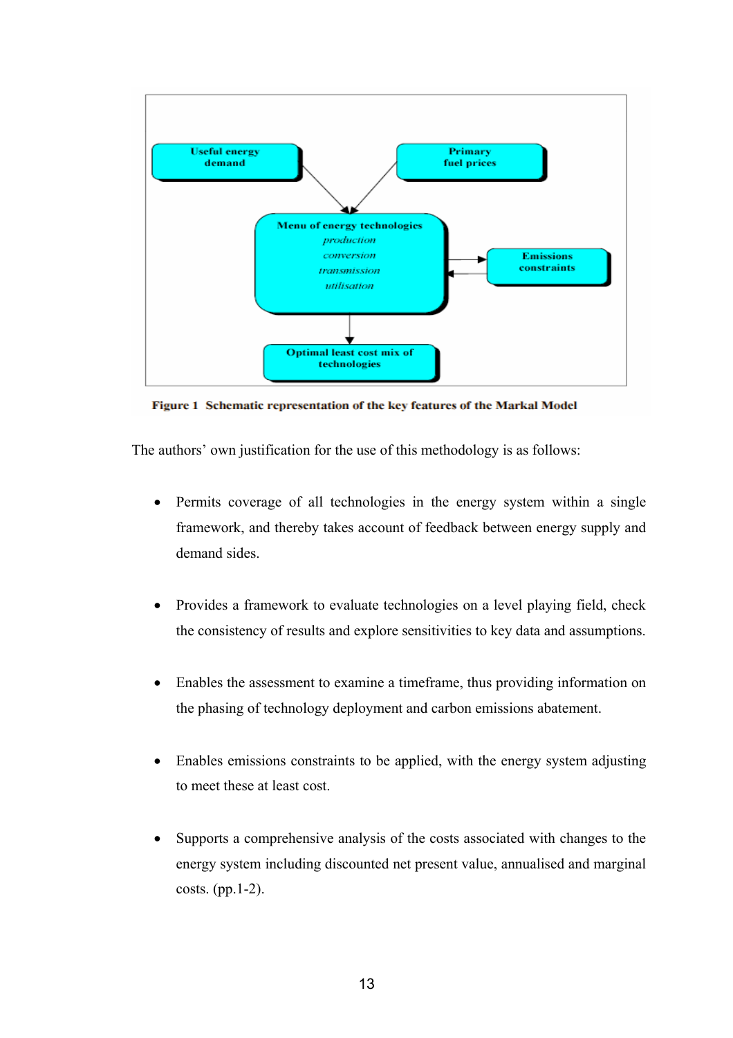Useful energy demand

Primary fuel prices

**Menu of energy technologies**
*production*
*conversion*
*transmission*
*utilisation*

Emissions constraints

Optimal least cost mix of technologies

**Figure 1 Schematic representation of the key features of the Markal Model**

The authors' own justification for the use of this methodology is as follows:

- Permits coverage of all technologies in the energy system within a single framework, and thereby takes account of feedback between energy supply and demand sides.
- Provides a framework to evaluate technologies on a level playing field, check the consistency of results and explore sensitivities to key data and assumptions.
- Enables the assessment to examine a timeframe, thus providing information on the phasing of technology deployment and carbon emissions abatement.
- Enables emissions constraints to be applied, with the energy system adjusting to meet these at least cost.
- Supports a comprehensive analysis of the costs associated with changes to the energy system including discounted net present value, annualised and marginal costs. (pp.1-2).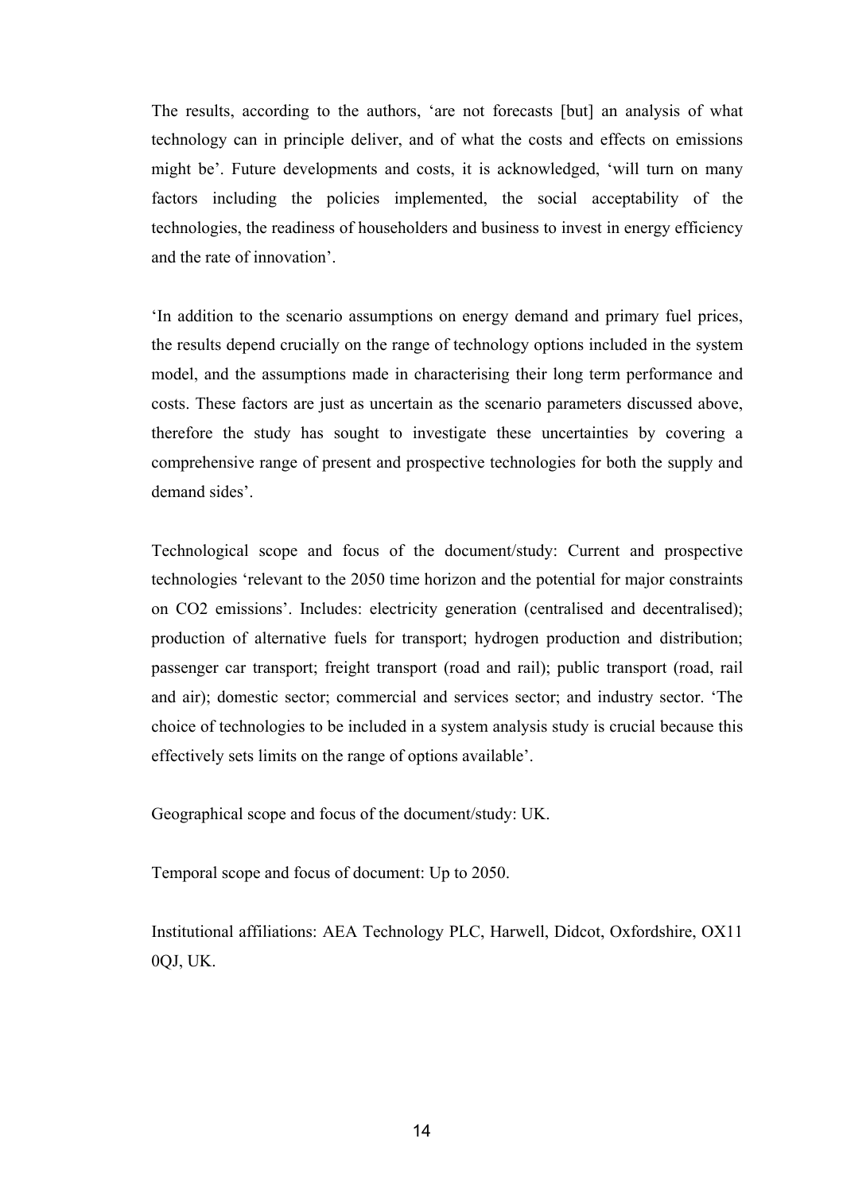The results, according to the authors, 'are not forecasts [but] an analysis of what technology can in principle deliver, and of what the costs and effects on emissions might be'. Future developments and costs, it is acknowledged, 'will turn on many factors including the policies implemented, the social acceptability of the technologies, the readiness of householders and business to invest in energy efficiency and the rate of innovation'.

'In addition to the scenario assumptions on energy demand and primary fuel prices, the results depend crucially on the range of technology options included in the system model, and the assumptions made in characterising their long term performance and costs. These factors are just as uncertain as the scenario parameters discussed above, therefore the study has sought to investigate these uncertainties by covering a comprehensive range of present and prospective technologies for both the supply and demand sides'.

Technological scope and focus of the document/study: Current and prospective technologies 'relevant to the 2050 time horizon and the potential for major constraints on $CO_2$ emissions'. Includes: electricity generation (centralised and decentralised); production of alternative fuels for transport; hydrogen production and distribution; passenger car transport; freight transport (road and rail); public transport (road, rail and air); domestic sector; commercial and services sector; and industry sector. 'The choice of technologies to be included in a system analysis study is crucial because this effectively sets limits on the range of options available'.

Geographical scope and focus of the document/study: UK.

Temporal scope and focus of document: Up to 2050.

Institutional affiliations: AEA Technology PLC, Harwell, Didcot, Oxfordshire, OX11 0QJ, UK.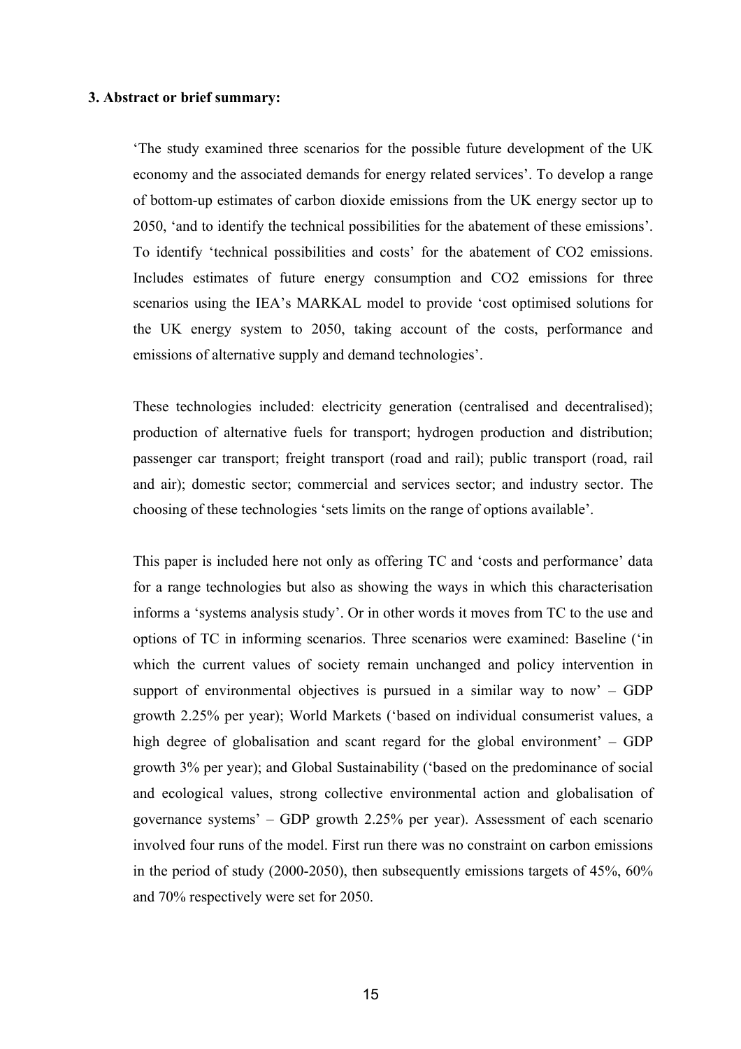**3. Abstract or brief summary:**

'The study examined three scenarios for the possible future development of the UK economy and the associated demands for energy related services'. To develop a range of bottom-up estimates of carbon dioxide emissions from the UK energy sector up to 2050, 'and to identify the technical possibilities for the abatement of these emissions'. To identify 'technical possibilities and costs' for the abatement of $CO_2$ emissions. Includes estimates of future energy consumption and $CO_2$ emissions for three scenarios using the IEA's MARKAL model to provide 'cost optimised solutions for the UK energy system to 2050, taking account of the costs, performance and emissions of alternative supply and demand technologies'.

These technologies included: electricity generation (centralised and decentralised); production of alternative fuels for transport; hydrogen production and distribution; passenger car transport; freight transport (road and rail); public transport (road, rail and air); domestic sector; commercial and services sector; and industry sector. The choosing of these technologies 'sets limits on the range of options available'.

This paper is included here not only as offering TC and 'costs and performance' data for a range technologies but also as showing the ways in which this characterisation informs a 'systems analysis study'. Or in other words it moves from TC to the use and options of TC in informing scenarios. Three scenarios were examined: Baseline ('in which the current values of society remain unchanged and policy intervention in support of environmental objectives is pursued in a similar way to now' – GDP growth 2.25% per year); World Markets ('based on individual consumerist values, a high degree of globalisation and scant regard for the global environment' – GDP growth 3% per year); and Global Sustainability ('based on the predominance of social and ecological values, strong collective environmental action and globalisation of governance systems' – GDP growth 2.25% per year). Assessment of each scenario involved four runs of the model. First run there was no constraint on carbon emissions in the period of study (2000-2050), then subsequently emissions targets of 45%, 60% and 70% respectively were set for 2050.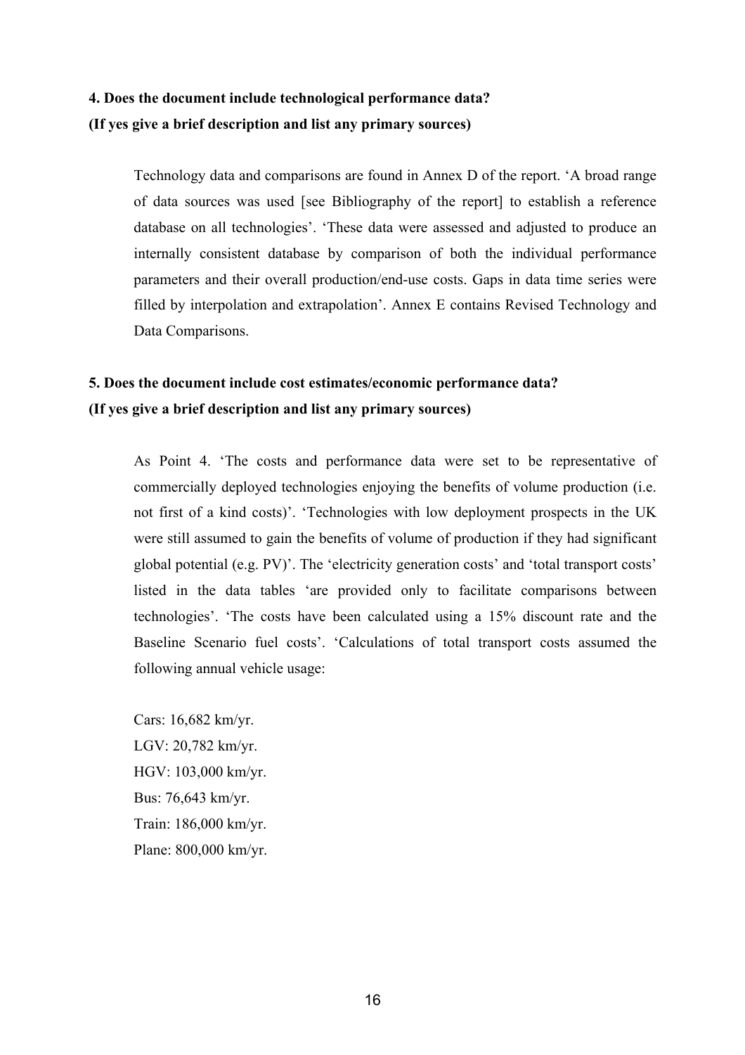**4. Does the document include technological performance data?**
**(If yes give a brief description and list any primary sources)**

Technology data and comparisons are found in Annex D of the report. 'A broad range of data sources was used [see Bibliography of the report] to establish a reference database on all technologies'. 'These data were assessed and adjusted to produce an internally consistent database by comparison of both the individual performance parameters and their overall production/end-use costs. Gaps in data time series were filled by interpolation and extrapolation'. Annex E contains Revised Technology and Data Comparisons.

**5. Does the document include cost estimates/economic performance data?**
**(If yes give a brief description and list any primary sources)**

As Point 4. 'The costs and performance data were set to be representative of commercially deployed technologies enjoying the benefits of volume production (i.e. not first of a kind costs)'. 'Technologies with low deployment prospects in the UK were still assumed to gain the benefits of volume of production if they had significant global potential (e.g. PV)'. The 'electricity generation costs' and 'total transport costs' listed in the data tables 'are provided only to facilitate comparisons between technologies'. 'The costs have been calculated using a 15% discount rate and the Baseline Scenario fuel costs'. 'Calculations of total transport costs assumed the following annual vehicle usage:

Cars: 16,682 km/yr.
LGV: 20,782 km/yr.
HGV: 103,000 km/yr.
Bus: 76,643 km/yr.
Train: 186,000 km/yr.
Plane: 800,000 km/yr.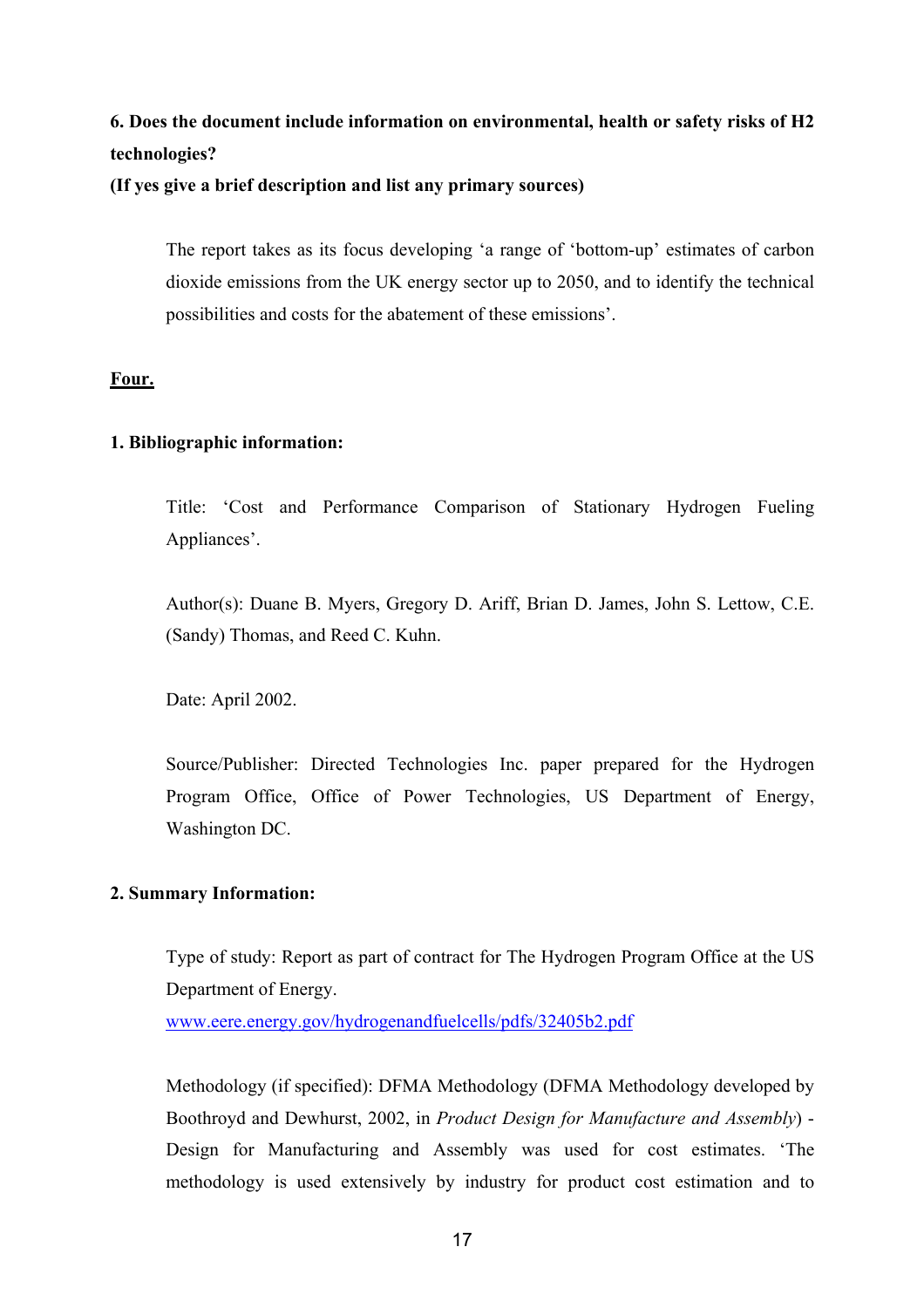**6. Does the document include information on environmental, health or safety risks of H2 technologies?**
**(If yes give a brief description and list any primary sources)**

The report takes as its focus developing 'a range of 'bottom-up' estimates of carbon dioxide emissions from the UK energy sector up to 2050, and to identify the technical possibilities and costs for the abatement of these emissions'.

**Four.**

**1. Bibliographic information:**

Title: 'Cost and Performance Comparison of Stationary Hydrogen Fueling Appliances'.

Author(s): Duane B. Myers, Gregory D. Ariff, Brian D. James, John S. Lettow, C.E. (Sandy) Thomas, and Reed C. Kuhn.

Date: April 2002.

Source/Publisher: Directed Technologies Inc. paper prepared for the Hydrogen Program Office, Office of Power Technologies, US Department of Energy, Washington DC.

**2. Summary Information:**

Type of study: Report as part of contract for The Hydrogen Program Office at the US Department of Energy.
www.eere.energy.gov/hydrogenandfuelcells/pdfs/32405b2.pdf

Methodology (if specified): DFMA Methodology (DFMA Methodology developed by Boothroyd and Dewhurst, 2002, in *Product Design for Manufacture and Assembly*) - Design for Manufacturing and Assembly was used for cost estimates. 'The methodology is used extensively by industry for product cost estimation and to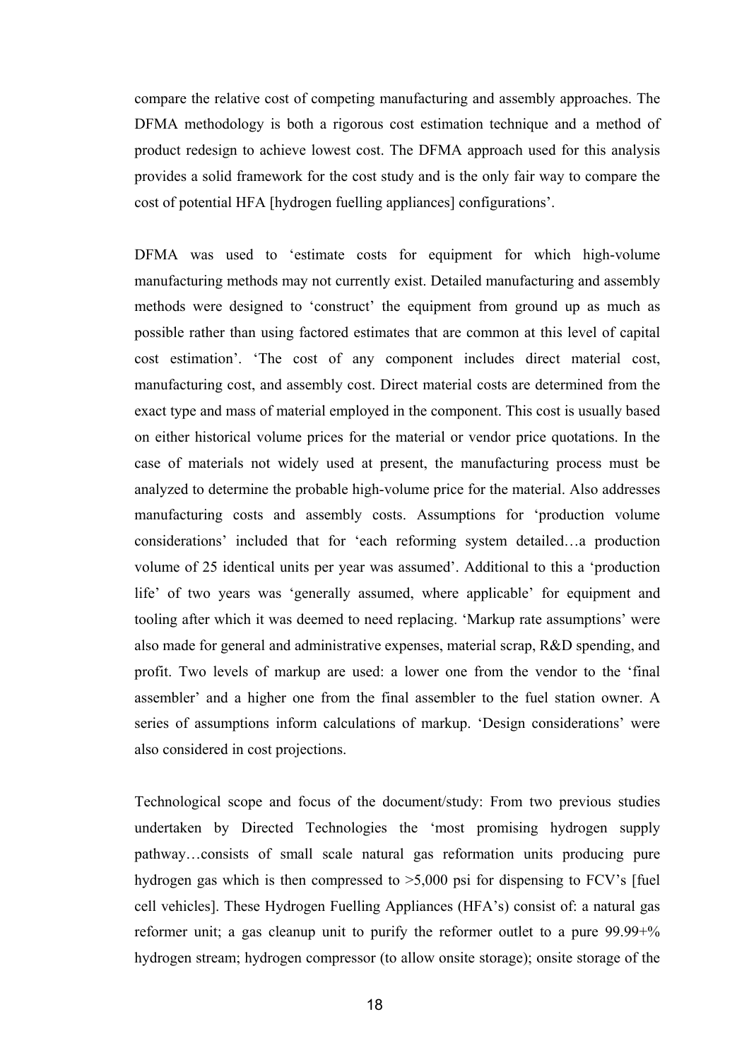compare the relative cost of competing manufacturing and assembly approaches. The DFMA methodology is both a rigorous cost estimation technique and a method of product redesign to achieve lowest cost. The DFMA approach used for this analysis provides a solid framework for the cost study and is the only fair way to compare the cost of potential HFA [hydrogen fuelling appliances] configurations'.

DFMA was used to 'estimate costs for equipment for which high-volume manufacturing methods may not currently exist. Detailed manufacturing and assembly methods were designed to 'construct' the equipment from ground up as much as possible rather than using factored estimates that are common at this level of capital cost estimation'. 'The cost of any component includes direct material cost, manufacturing cost, and assembly cost. Direct material costs are determined from the exact type and mass of material employed in the component. This cost is usually based on either historical volume prices for the material or vendor price quotations. In the case of materials not widely used at present, the manufacturing process must be analyzed to determine the probable high-volume price for the material. Also addresses manufacturing costs and assembly costs. Assumptions for 'production volume considerations' included that for 'each reforming system detailed…a production volume of 25 identical units per year was assumed'. Additional to this a 'production life' of two years was 'generally assumed, where applicable' for equipment and tooling after which it was deemed to need replacing. 'Markup rate assumptions' were also made for general and administrative expenses, material scrap, R&D spending, and profit. Two levels of markup are used: a lower one from the vendor to the 'final assembler' and a higher one from the final assembler to the fuel station owner. A series of assumptions inform calculations of markup. 'Design considerations' were also considered in cost projections.

Technological scope and focus of the document/study: From two previous studies undertaken by Directed Technologies the 'most promising hydrogen supply pathway…consists of small scale natural gas reformation units producing pure hydrogen gas which is then compressed to >5,000 psi for dispensing to FCV's [fuel cell vehicles]. These Hydrogen Fuelling Appliances (HFA's) consist of: a natural gas reformer unit; a gas cleanup unit to purify the reformer outlet to a pure 99.99+% hydrogen stream; hydrogen compressor (to allow onsite storage); onsite storage of the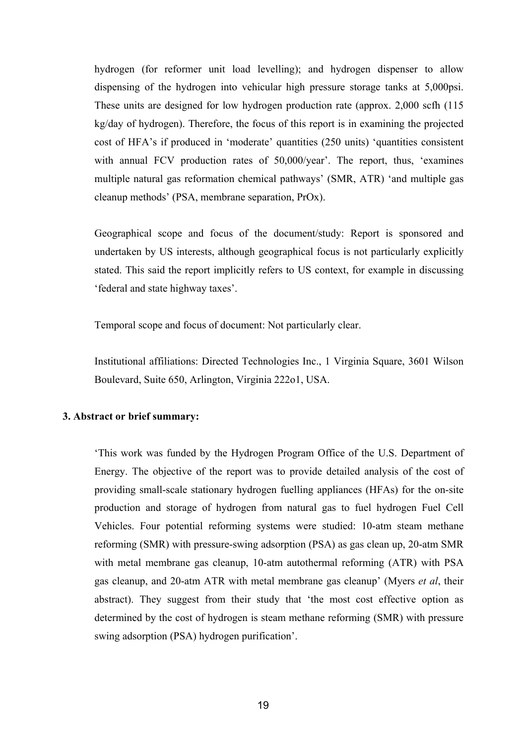hydrogen (for reformer unit load levelling); and hydrogen dispenser to allow dispensing of the hydrogen into vehicular high pressure storage tanks at 5,000psi. These units are designed for low hydrogen production rate (approx. 2,000 scfh (115 kg/day of hydrogen). Therefore, the focus of this report is in examining the projected cost of HFA's if produced in 'moderate' quantities (250 units) 'quantities consistent with annual FCV production rates of 50,000/year'. The report, thus, 'examines multiple natural gas reformation chemical pathways' (SMR, ATR) 'and multiple gas cleanup methods' (PSA, membrane separation, PrOx).

Geographical scope and focus of the document/study: Report is sponsored and undertaken by US interests, although geographical focus is not particularly explicitly stated. This said the report implicitly refers to US context, for example in discussing 'federal and state highway taxes'.

Temporal scope and focus of document: Not particularly clear.

Institutional affiliations: Directed Technologies Inc., 1 Virginia Square, 3601 Wilson Boulevard, Suite 650, Arlington, Virginia 222o1, USA.

**3. Abstract or brief summary:**

'This work was funded by the Hydrogen Program Office of the U.S. Department of Energy. The objective of the report was to provide detailed analysis of the cost of providing small-scale stationary hydrogen fuelling appliances (HFAs) for the on-site production and storage of hydrogen from natural gas to fuel hydrogen Fuel Cell Vehicles. Four potential reforming systems were studied: 10-atm steam methane reforming (SMR) with pressure-swing adsorption (PSA) as gas clean up, 20-atm SMR with metal membrane gas cleanup, 10-atm autothermal reforming (ATR) with PSA gas cleanup, and 20-atm ATR with metal membrane gas cleanup' (Myers *et al*, their abstract). They suggest from their study that 'the most cost effective option as determined by the cost of hydrogen is steam methane reforming (SMR) with pressure swing adsorption (PSA) hydrogen purification'.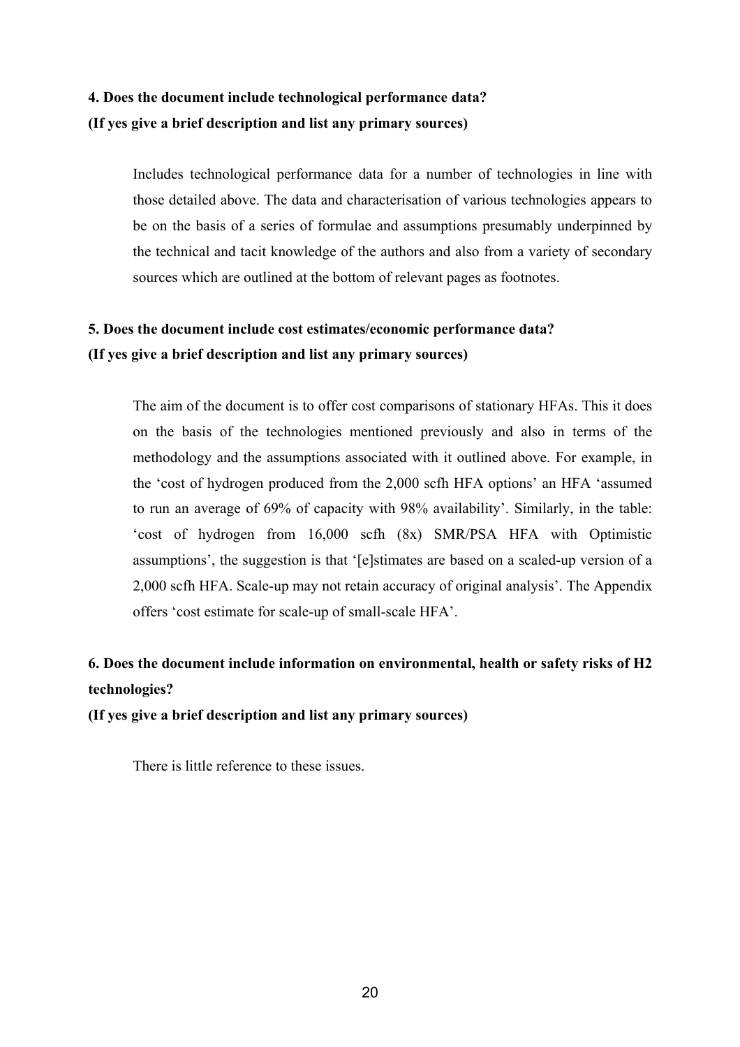**4. Does the document include technological performance data?**
**(If yes give a brief description and list any primary sources)**

Includes technological performance data for a number of technologies in line with those detailed above. The data and characterisation of various technologies appears to be on the basis of a series of formulae and assumptions presumably underpinned by the technical and tacit knowledge of the authors and also from a variety of secondary sources which are outlined at the bottom of relevant pages as footnotes.

**5. Does the document include cost estimates/economic performance data?**
**(If yes give a brief description and list any primary sources)**

The aim of the document is to offer cost comparisons of stationary HFAs. This it does on the basis of the technologies mentioned previously and also in terms of the methodology and the assumptions associated with it outlined above. For example, in the 'cost of hydrogen produced from the 2,000 scfh HFA options' an HFA 'assumed to run an average of 69% of capacity with 98% availability'. Similarly, in the table: 'cost of hydrogen from 16,000 scfh (8x) SMR/PSA HFA with Optimistic assumptions', the suggestion is that '[e]stimates are based on a scaled-up version of a 2,000 scfh HFA. Scale-up may not retain accuracy of original analysis'. The Appendix offers 'cost estimate for scale-up of small-scale HFA'.

**6. Does the document include information on environmental, health or safety risks of H2 technologies?**
**(If yes give a brief description and list any primary sources)**

There is little reference to these issues.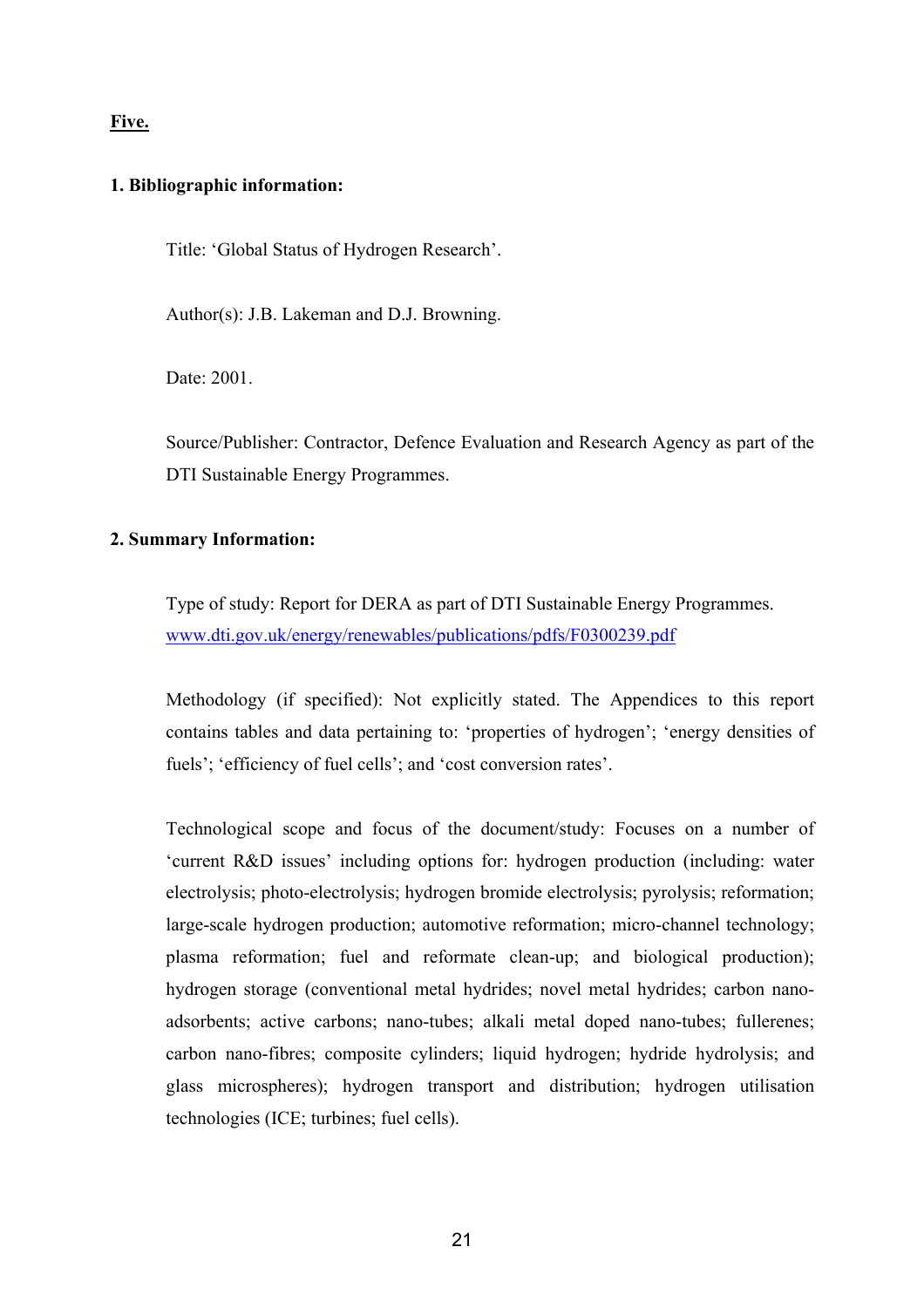**Five.**

**1. Bibliographic information:**

Title: 'Global Status of Hydrogen Research'.

Author(s): J.B. Lakeman and D.J. Browning.

Date: 2001.

Source/Publisher: Contractor, Defence Evaluation and Research Agency as part of the DTI Sustainable Energy Programmes.

**2. Summary Information:**

Type of study: Report for DERA as part of DTI Sustainable Energy Programmes. [www.dti.gov.uk/energy/renewables/publications/pdfs/F0300239.pdf](www.dti.gov.uk/energy/renewables/publications/pdfs/F0300239.pdf)

Methodology (if specified): Not explicitly stated. The Appendices to this report contains tables and data pertaining to: 'properties of hydrogen'; 'energy densities of fuels'; 'efficiency of fuel cells'; and 'cost conversion rates'.

Technological scope and focus of the document/study: Focuses on a number of 'current R&D issues' including options for: hydrogen production (including: water electrolysis; photo-electrolysis; hydrogen bromide electrolysis; pyrolysis; reformation; large-scale hydrogen production; automotive reformation; micro-channel technology; plasma reformation; fuel and reformate clean-up; and biological production); hydrogen storage (conventional metal hydrides; novel metal hydrides; carbon nano-adsorbents; active carbons; nano-tubes; alkali metal doped nano-tubes; fullerenes; carbon nano-fibres; composite cylinders; liquid hydrogen; hydride hydrolysis; and glass microspheres); hydrogen transport and distribution; hydrogen utilisation technologies (ICE; turbines; fuel cells).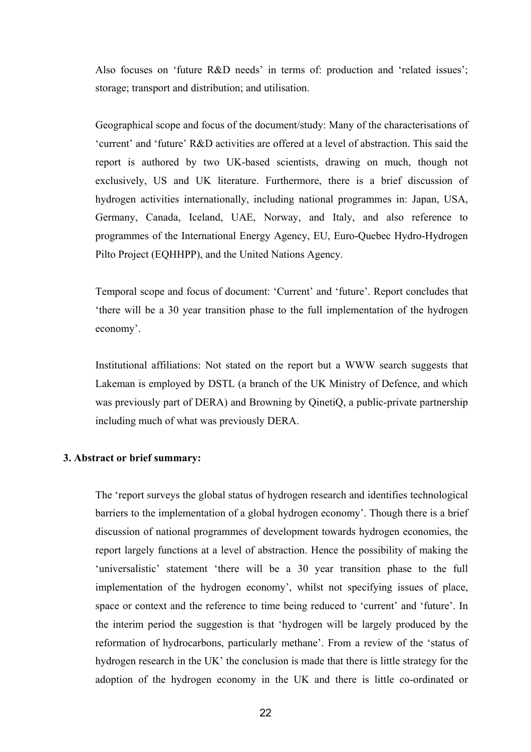Also focuses on 'future R&D needs' in terms of: production and 'related issues'; storage; transport and distribution; and utilisation.

Geographical scope and focus of the document/study: Many of the characterisations of 'current' and 'future' R&D activities are offered at a level of abstraction. This said the report is authored by two UK-based scientists, drawing on much, though not exclusively, US and UK literature. Furthermore, there is a brief discussion of hydrogen activities internationally, including national programmes in: Japan, USA, Germany, Canada, Iceland, UAE, Norway, and Italy, and also reference to programmes of the International Energy Agency, EU, Euro-Quebec Hydro-Hydrogen Pilto Project (EQHHPP), and the United Nations Agency.

Temporal scope and focus of document: 'Current' and 'future'. Report concludes that 'there will be a 30 year transition phase to the full implementation of the hydrogen economy'.

Institutional affiliations: Not stated on the report but a WWW search suggests that Lakeman is employed by DSTL (a branch of the UK Ministry of Defence, and which was previously part of DERA) and Browning by QinetiQ, a public-private partnership including much of what was previously DERA.

**3. Abstract or brief summary:**

The 'report surveys the global status of hydrogen research and identifies technological barriers to the implementation of a global hydrogen economy'. Though there is a brief discussion of national programmes of development towards hydrogen economies, the report largely functions at a level of abstraction. Hence the possibility of making the 'universalistic' statement 'there will be a 30 year transition phase to the full implementation of the hydrogen economy', whilst not specifying issues of place, space or context and the reference to time being reduced to 'current' and 'future'. In the interim period the suggestion is that 'hydrogen will be largely produced by the reformation of hydrocarbons, particularly methane'. From a review of the 'status of hydrogen research in the UK' the conclusion is made that there is little strategy for the adoption of the hydrogen economy in the UK and there is little co-ordinated or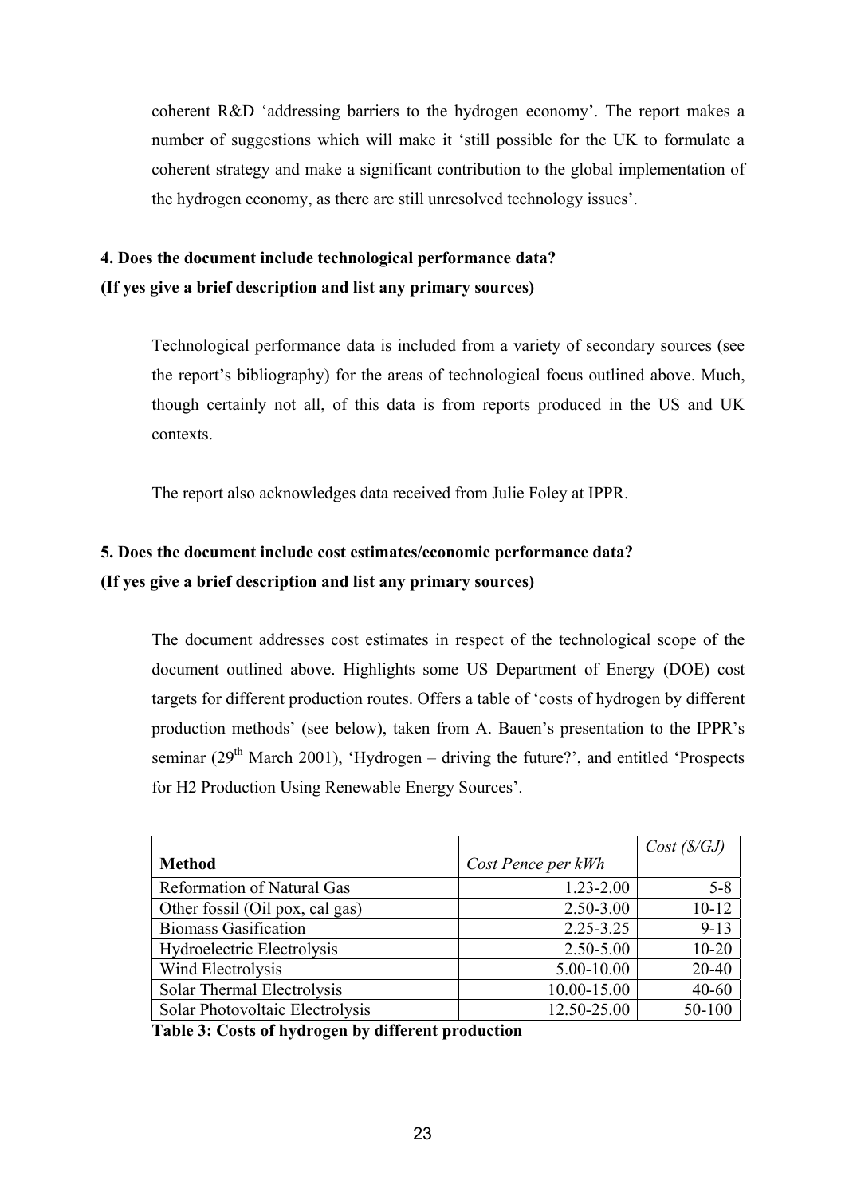coherent R&D 'addressing barriers to the hydrogen economy'. The report makes a number of suggestions which will make it 'still possible for the UK to formulate a coherent strategy and make a significant contribution to the global implementation of the hydrogen economy, as there are still unresolved technology issues'.

**4. Does the document include technological performance data?**
**(If yes give a brief description and list any primary sources)**

Technological performance data is included from a variety of secondary sources (see the report's bibliography) for the areas of technological focus outlined above. Much, though certainly not all, of this data is from reports produced in the US and UK contexts.

The report also acknowledges data received from Julie Foley at IPPR.

**5. Does the document include cost estimates/economic performance data?**
**(If yes give a brief description and list any primary sources)**

The document addresses cost estimates in respect of the technological scope of the document outlined above. Highlights some US Department of Energy (DOE) cost targets for different production routes. Offers a table of 'costs of hydrogen by different production methods' (see below), taken from A. Bauen's presentation to the IPPR's seminar (29th March 2001), 'Hydrogen – driving the future?', and entitled 'Prospects for H2 Production Using Renewable Energy Sources'.

| **Method** | *Cost Pence per kWh* | *Cost ($/GJ)* |
|---|---|---|
| Reformation of Natural Gas | 1.23-2.00 | 5-8 |
| Other fossil (Oil pox, cal gas) | 2.50-3.00 | 10-12 |
| Biomass Gasification | 2.25-3.25 | 9-13 |
| Hydroelectric Electrolysis | 2.50-5.00 | 10-20 |
| Wind Electrolysis | 5.00-10.00 | 20-40 |
| Solar Thermal Electrolysis | 10.00-15.00 | 40-60 |
| Solar Photovoltaic Electrolysis | 12.50-25.00 | 50-100 |

**Table 3: Costs of hydrogen by different production**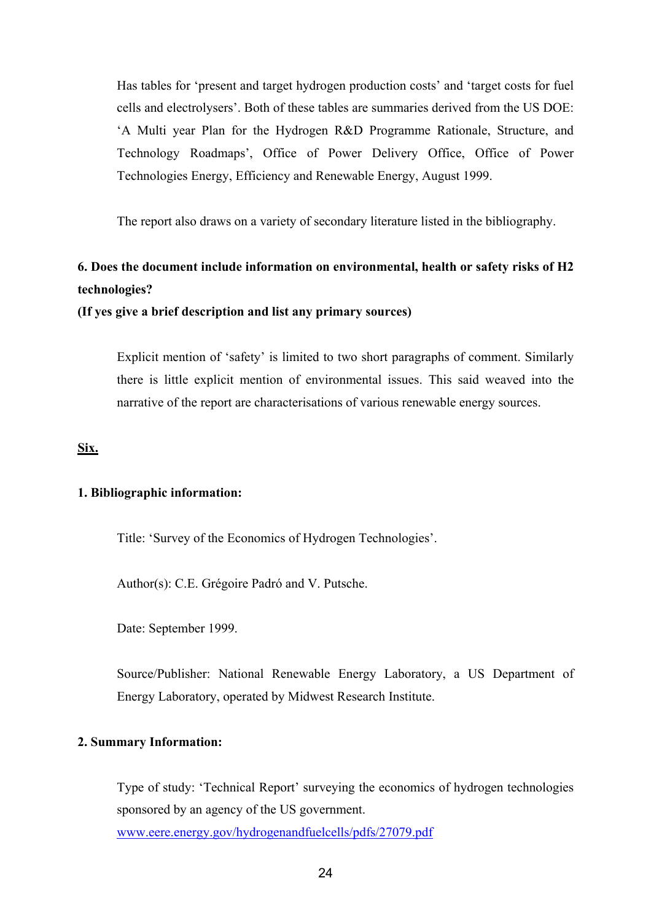Has tables for 'present and target hydrogen production costs' and 'target costs for fuel cells and electrolysers'. Both of these tables are summaries derived from the US DOE: 'A Multi year Plan for the Hydrogen R&D Programme Rationale, Structure, and Technology Roadmaps', Office of Power Delivery Office, Office of Power Technologies Energy, Efficiency and Renewable Energy, August 1999.

The report also draws on a variety of secondary literature listed in the bibliography.

**6. Does the document include information on environmental, health or safety risks of H2 technologies?**
**(If yes give a brief description and list any primary sources)**

Explicit mention of 'safety' is limited to two short paragraphs of comment. Similarly there is little explicit mention of environmental issues. This said weaved into the narrative of the report are characterisations of various renewable energy sources.

**<u>Six.</u>**

**1. Bibliographic information:**

Title: 'Survey of the Economics of Hydrogen Technologies'.

Author(s): C.E. Grégoire Padró and V. Putsche.

Date: September 1999.

Source/Publisher: National Renewable Energy Laboratory, a US Department of Energy Laboratory, operated by Midwest Research Institute.

**2. Summary Information:**

Type of study: 'Technical Report' surveying the economics of hydrogen technologies sponsored by an agency of the US government.
www.eere.energy.gov/hydrogenandfuelcells/pdfs/27079.pdf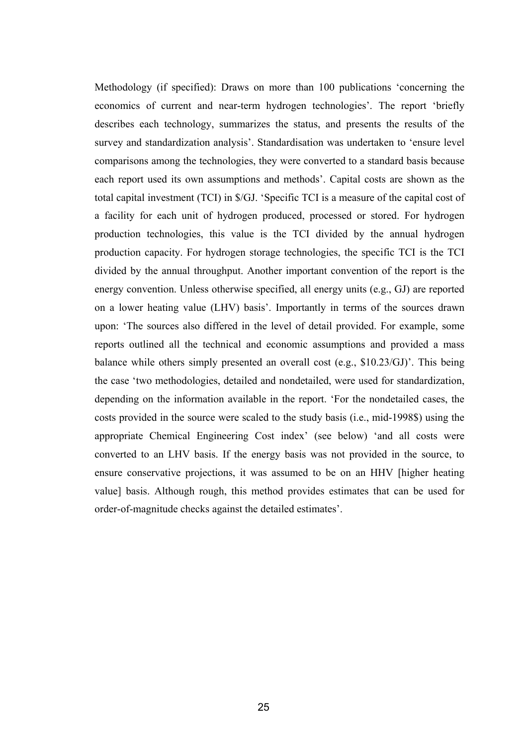Methodology (if specified): Draws on more than 100 publications 'concerning the economics of current and near-term hydrogen technologies'. The report 'briefly describes each technology, summarizes the status, and presents the results of the survey and standardization analysis'. Standardisation was undertaken to 'ensure level comparisons among the technologies, they were converted to a standard basis because each report used its own assumptions and methods'. Capital costs are shown as the total capital investment (TCI) in $/GJ. 'Specific TCI is a measure of the capital cost of a facility for each unit of hydrogen produced, processed or stored. For hydrogen production technologies, this value is the TCI divided by the annual hydrogen production capacity. For hydrogen storage technologies, the specific TCI is the TCI divided by the annual throughput. Another important convention of the report is the energy convention. Unless otherwise specified, all energy units (e.g., GJ) are reported on a lower heating value (LHV) basis'. Importantly in terms of the sources drawn upon: 'The sources also differed in the level of detail provided. For example, some reports outlined all the technical and economic assumptions and provided a mass balance while others simply presented an overall cost (e.g., $10.23/GJ)'. This being the case 'two methodologies, detailed and nondetailed, were used for standardization, depending on the information available in the report. 'For the nondetailed cases, the costs provided in the source were scaled to the study basis (i.e., mid-1998$) using the appropriate Chemical Engineering Cost index' (see below) 'and all costs were converted to an LHV basis. If the energy basis was not provided in the source, to ensure conservative projections, it was assumed to be on an HHV [higher heating value] basis. Although rough, this method provides estimates that can be used for order-of-magnitude checks against the detailed estimates'.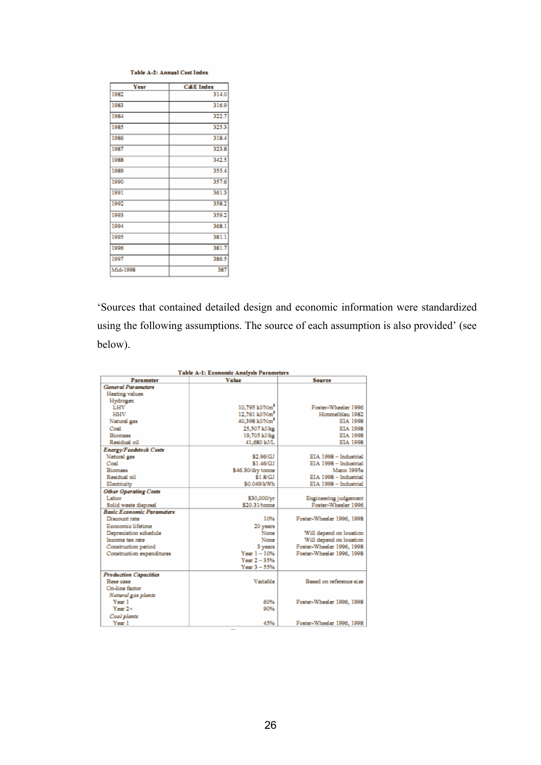**Table A-2: Annual Cost Index**

| Year | C&E Index |
|---|---|
| 1982 | 314.0 |
| 1983 | 316.9 |
| 1984 | 322.7 |
| 1985 | 325.3 |
| 1986 | 318.4 |
| 1987 | 323.8 |
| 1988 | 342.5 |
| 1989 | 355.4 |
| 1990 | 357.6 |
| 1991 | 361.3 |
| 1992 | 358.2 |
| 1993 | 359.2 |
| 1994 | 368.1 |
| 1995 | 381.1 |
| 1996 | 381.7 |
| 1997 | 386.5 |
| Mid-1998 | 387 |

'Sources that contained detailed design and economic information were standardized using the following assumptions. The source of each assumption is also provided' (see below).

**Table A-1: Economic Analysis Parameters**

| Parameter | Value | Source |
|---|---|---|
| ***General Parameters*** | | |
| Heating values | | |
| Hydrogen | | |
| LHV | 10,795 kJ/Nm$^3$ | Foster-Wheeler 1996 |
| HHV | 12,761 kJ/Nm$^3$ | Himmelblau 1982 |
| Natural gas | 40,398 kJ/Nm$^3$ | EIA 1998 |
| Coal | 25,507 kJ/kg | EIA 1998 |
| Biomass | 19,705 kJ/kg | EIA 1998 |
| Residual oil | 41,680 kJ/L | EIA 1998 |
| ***Energy/Feedstock Costs*** | | |
| Natural gas | \$2.96/GJ | EIA 1998 – Industrial |
| Coal | \$1.46/GJ | EIA 1998 – Industrial |
| Biomass | \$46.30/dry tonne | Mann 1995a |
| Residual oil | \$1.8/GJ | EIA 1998 – Industrial |
| Electricity | \$0.049/kWh | EIA 1998 – Industrial |
| ***Other Operating Costs*** | | |
| Labor | \$30,000/yr | Engineering judgement |
| Solid waste disposal | \$20.31/tonne | Foster-Wheeler 1996 |
| ***Basic Economic Parameters*** | | |
| Discount rate | 10% | Foster-Wheeler 1996, 1998 |
| Economic lifetime | 20 years | |
| Depreciation schedule | None | Will depend on location |
| Income tax rate | None | Will depend on location |
| Construction period | 3 years | Foster-Wheeler 1996, 1998 |
| Construction expenditures | Year 1 – 10%<br>Year 2 – 35%<br>Year 3 – 55% | Foster-Wheeler 1996, 1998 |
| ***Production Capacities*** | | |
| Base case | Variable | Based on reference size |
| On-line factor | | |
| *Natural gas plants* | | |
| Year 1 | 60% | Foster-Wheeler 1996, 1998 |
| Year 2+ | 90% | |
| *Coal plants* | | |
| Year 1 | 45% | Foster-Wheeler 1996, 1998 |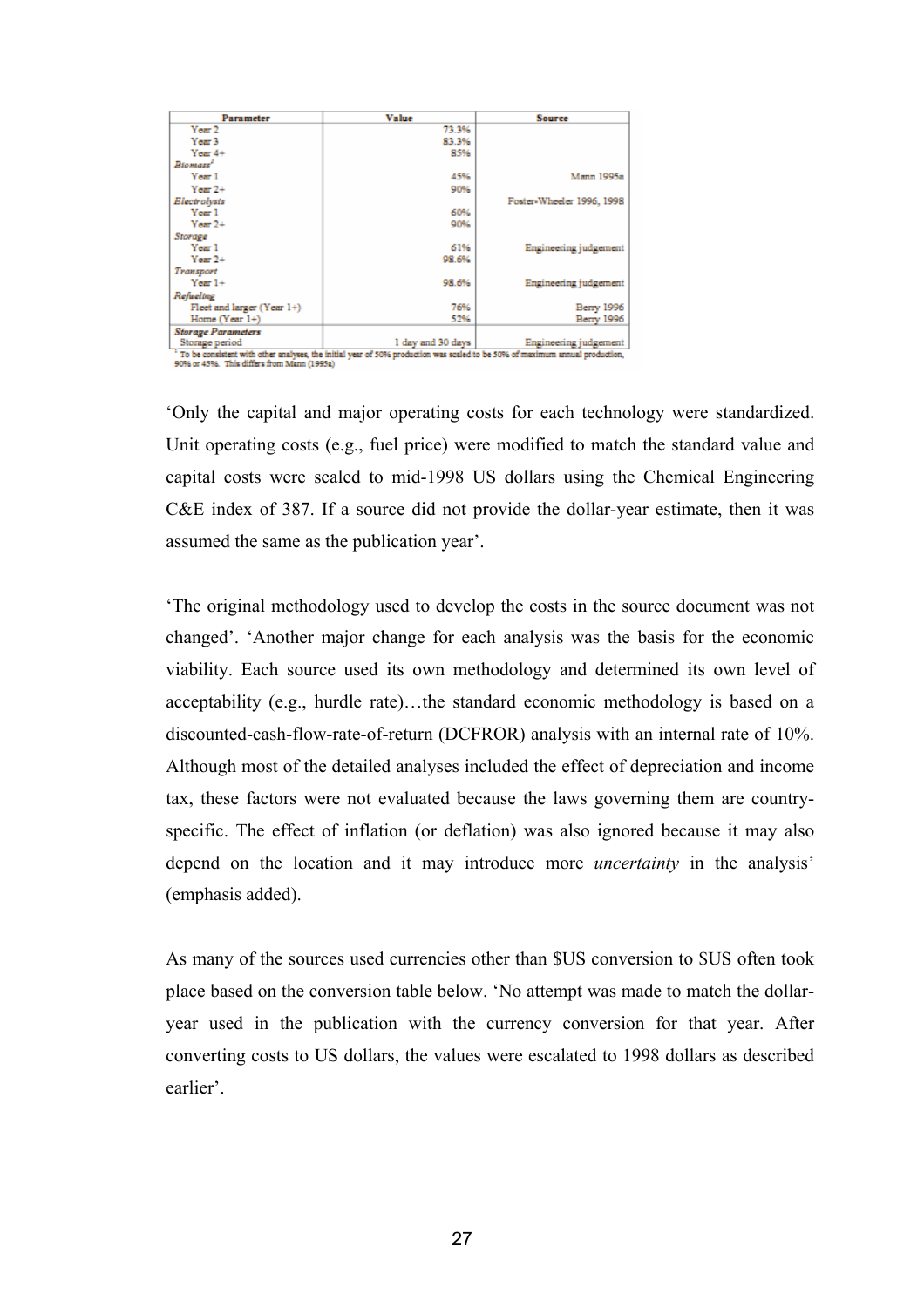| Parameter | Value | Source |
|---|---|---|
| Year 2 | 73.3% | |
| Year 3 | 83.3% | |
| Year 4+ | 85% | |
| *Biomass*[1] | | |
| Year 1 | 45% | Mann 1995a |
| Year 2+ | 90% | |
| *Electrolysis* | | Foster-Wheeler 1996, 1998 |
| Year 1 | 60% | |
| Year 2+ | 90% | |
| *Storage* | | |
| Year 1 | 61% | Engineering judgement |
| Year 2+ | 98.6% | |
| *Transport* | | |
| Year 1+ | 98.6% | Engineering judgement |
| *Refueling* | | |
| Fleet and larger (Year 1+) | 76% | Berry 1996 |
| Home (Year 1+) | 52% | Berry 1996 |
| ***Storage Parameters*** | | |
| Storage period | 1 day and 30 days | Engineering judgement |

[1] To be consistent with other analyses, the initial year of 50% production was scaled to be 50% of maximum annual production, 90% or 45%. This differs from Mann (1995a)

'Only the capital and major operating costs for each technology were standardized. Unit operating costs (e.g., fuel price) were modified to match the standard value and capital costs were scaled to mid-1998 US dollars using the Chemical Engineering C&E index of 387. If a source did not provide the dollar-year estimate, then it was assumed the same as the publication year'.

'The original methodology used to develop the costs in the source document was not changed'. 'Another major change for each analysis was the basis for the economic viability. Each source used its own methodology and determined its own level of acceptability (e.g., hurdle rate)…the standard economic methodology is based on a discounted-cash-flow-rate-of-return (DCFROR) analysis with an internal rate of 10%. Although most of the detailed analyses included the effect of depreciation and income tax, these factors were not evaluated because the laws governing them are country-specific. The effect of inflation (or deflation) was also ignored because it may also depend on the location and it may introduce more *uncertainty* in the analysis' (emphasis added).

As many of the sources used currencies other than $US conversion to $US often took place based on the conversion table below. 'No attempt was made to match the dollar-year used in the publication with the currency conversion for that year. After converting costs to US dollars, the values were escalated to 1998 dollars as described earlier'.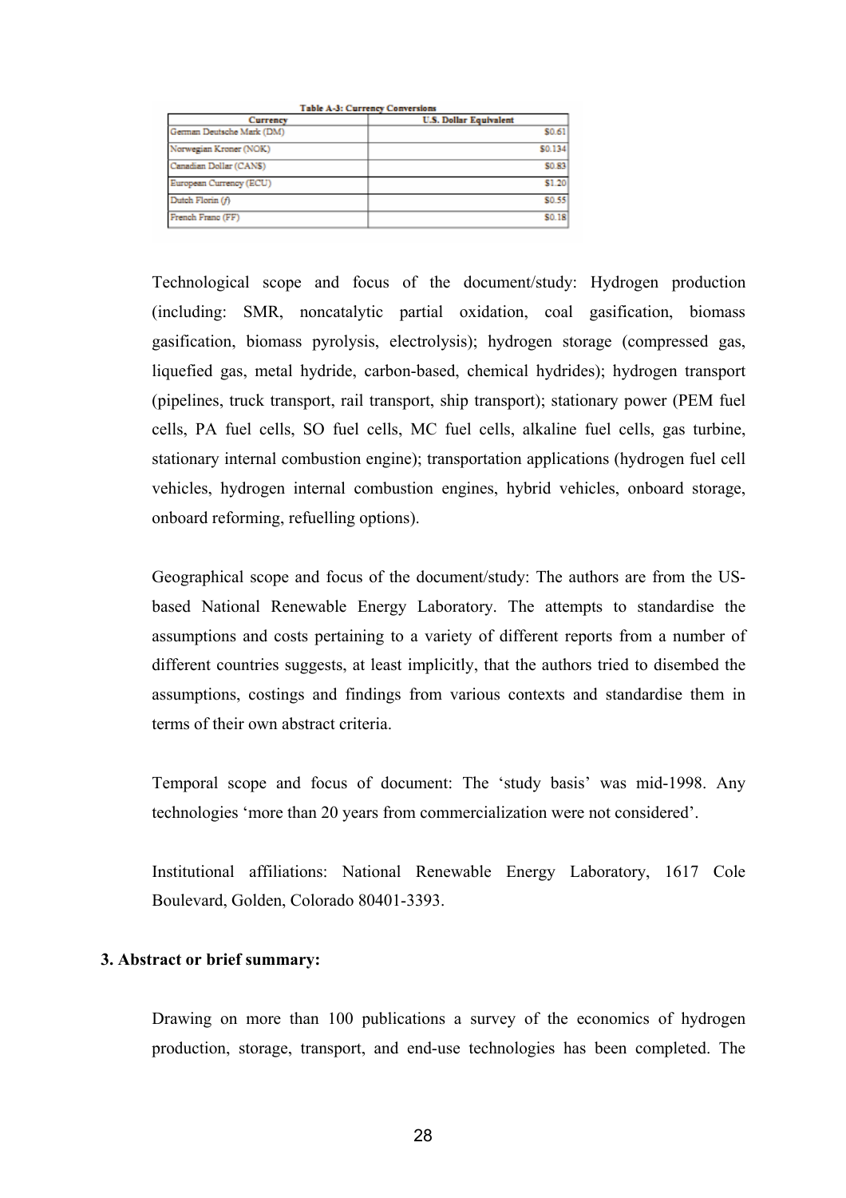**Table A-3: Currency Conversions**

| Currency | U.S. Dollar Equivalent |
|---|---|
| German Deutsche Mark (DM) | $0.61 |
| Norwegian Kroner (NOK) | $0.134 |
| Canadian Dollar (CAN$) | $0.83 |
| European Currency (ECU) | $1.20 |
| Dutch Florin (ƒ) | $0.55 |
| French Franc (FF) | $0.18 |

Technological scope and focus of the document/study: Hydrogen production (including: SMR, noncatalytic partial oxidation, coal gasification, biomass gasification, biomass pyrolysis, electrolysis); hydrogen storage (compressed gas, liquefied gas, metal hydride, carbon-based, chemical hydrides); hydrogen transport (pipelines, truck transport, rail transport, ship transport); stationary power (PEM fuel cells, PA fuel cells, SO fuel cells, MC fuel cells, alkaline fuel cells, gas turbine, stationary internal combustion engine); transportation applications (hydrogen fuel cell vehicles, hydrogen internal combustion engines, hybrid vehicles, onboard storage, onboard reforming, refuelling options).

Geographical scope and focus of the document/study: The authors are from the US-based National Renewable Energy Laboratory. The attempts to standardise the assumptions and costs pertaining to a variety of different reports from a number of different countries suggests, at least implicitly, that the authors tried to disembed the assumptions, costings and findings from various contexts and standardise them in terms of their own abstract criteria.

Temporal scope and focus of document: The 'study basis' was mid-1998. Any technologies 'more than 20 years from commercialization were not considered'.

Institutional affiliations: National Renewable Energy Laboratory, 1617 Cole Boulevard, Golden, Colorado 80401-3393.

**3. Abstract or brief summary:**

Drawing on more than 100 publications a survey of the economics of hydrogen production, storage, transport, and end-use technologies has been completed. The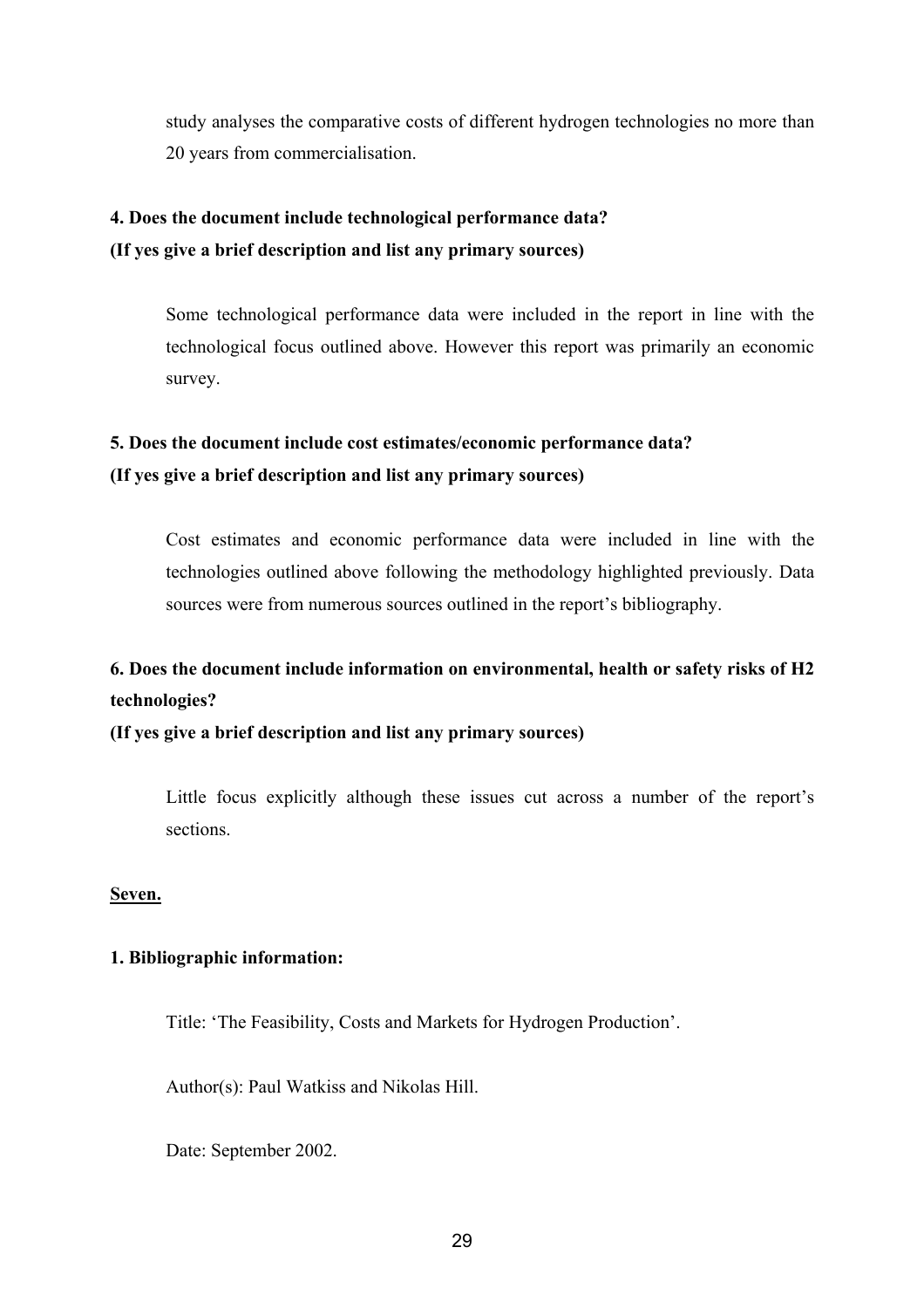study analyses the comparative costs of different hydrogen technologies no more than 20 years from commercialisation.

**4. Does the document include technological performance data?**
**(If yes give a brief description and list any primary sources)**

Some technological performance data were included in the report in line with the technological focus outlined above. However this report was primarily an economic survey.

**5. Does the document include cost estimates/economic performance data?**
**(If yes give a brief description and list any primary sources)**

Cost estimates and economic performance data were included in line with the technologies outlined above following the methodology highlighted previously. Data sources were from numerous sources outlined in the report's bibliography.

**6. Does the document include information on environmental, health or safety risks of H2 technologies?**
**(If yes give a brief description and list any primary sources)**

Little focus explicitly although these issues cut across a number of the report's sections.

**<u>Seven.</u>**

**1. Bibliographic information:**

Title: 'The Feasibility, Costs and Markets for Hydrogen Production'.

Author(s): Paul Watkiss and Nikolas Hill.

Date: September 2002.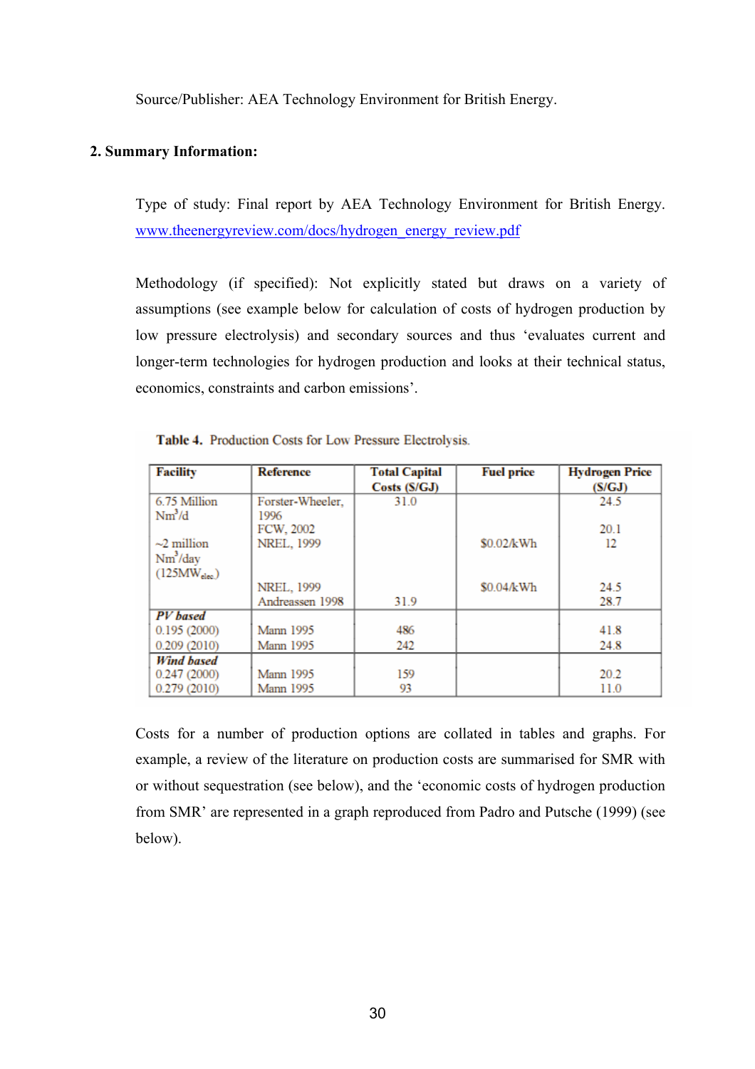Source/Publisher: AEA Technology Environment for British Energy.

## 2. Summary Information:

Type of study: Final report by AEA Technology Environment for British Energy. www.theenergyreview.com/docs/hydrogen_energy_review.pdf

Methodology (if specified): Not explicitly stated but draws on a variety of assumptions (see example below for calculation of costs of hydrogen production by low pressure electrolysis) and secondary sources and thus 'evaluates current and longer-term technologies for hydrogen production and looks at their technical status, economics, constraints and carbon emissions'.

**Table 4.** Production Costs for Low Pressure Electrolysis.

| Facility | Reference | Total Capital Costs (\$/GJ) | Fuel price | Hydrogen Price (\$/GJ) |
|---|---|---|---|---|
| 6.75 Million $Nm^3$/d | Forster-Wheeler, 1996 | 31.0 | | 24.5 |
| | FCW, 2002 | | | 20.1 |
| ~2 million $Nm^3$/day ($125MW_{elec.}$) | NREL, 1999 | | \$0.02/kWh | 12 |
| | NREL, 1999 | | \$0.04/kWh | 24.5 |
| | Andreassen 1998 | 31.9 | | 28.7 |
| ***PV based*** | | | | |
| 0.195 (2000) | Mann 1995 | 486 | | 41.8 |
| 0.209 (2010) | Mann 1995 | 242 | | 24.8 |
| ***Wind based*** | | | | |
| 0.247 (2000) | Mann 1995 | 159 | | 20.2 |
| 0.279 (2010) | Mann 1995 | 93 | | 11.0 |

Costs for a number of production options are collated in tables and graphs. For example, a review of the literature on production costs are summarised for SMR with or without sequestration (see below), and the 'economic costs of hydrogen production from SMR' are represented in a graph reproduced from Padro and Putsche (1999) (see below).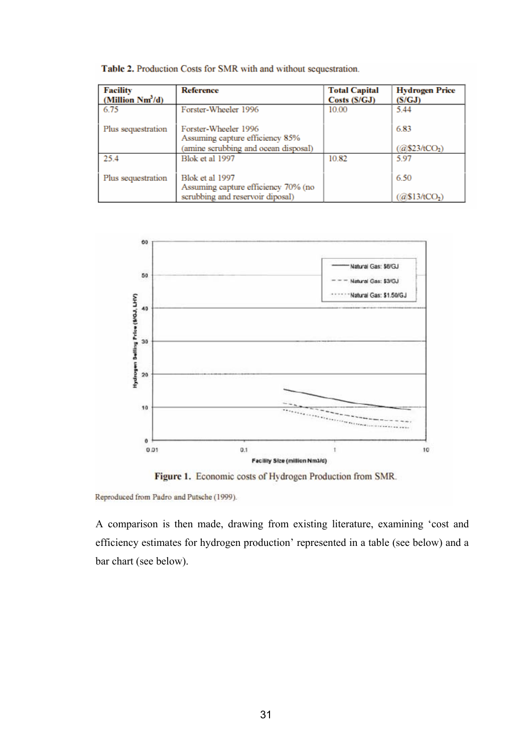**Table 2.** Production Costs for SMR with and without sequestration.

| Facility (Million $Nm^3$/d) | Reference | Total Capital Costs ($/GJ) | Hydrogen Price ($/GJ) |
|---|---|---|---|
| 6.75 | Forster-Wheeler 1996 | 10.00 | 5.44 |
| Plus sequestration | Forster-Wheeler 1996 Assuming capture efficiency 85% (amine scrubbing and ocean disposal) | | 6.83 (@$23/t$CO_2$) |
| 25.4 | Blok et al 1997 | 10.82 | 5.97 |
| Plus sequestration | Blok et al 1997 Assuming capture efficiency 70% (no scrubbing and reservoir diposal) | | 6.50 (@$13/t$CO_2$) |

**Figure 1.** Economic costs of Hydrogen Production from SMR.

Reproduced from Padro and Putsche (1999).

A comparison is then made, drawing from existing literature, examining 'cost and efficiency estimates for hydrogen production' represented in a table (see below) and a bar chart (see below).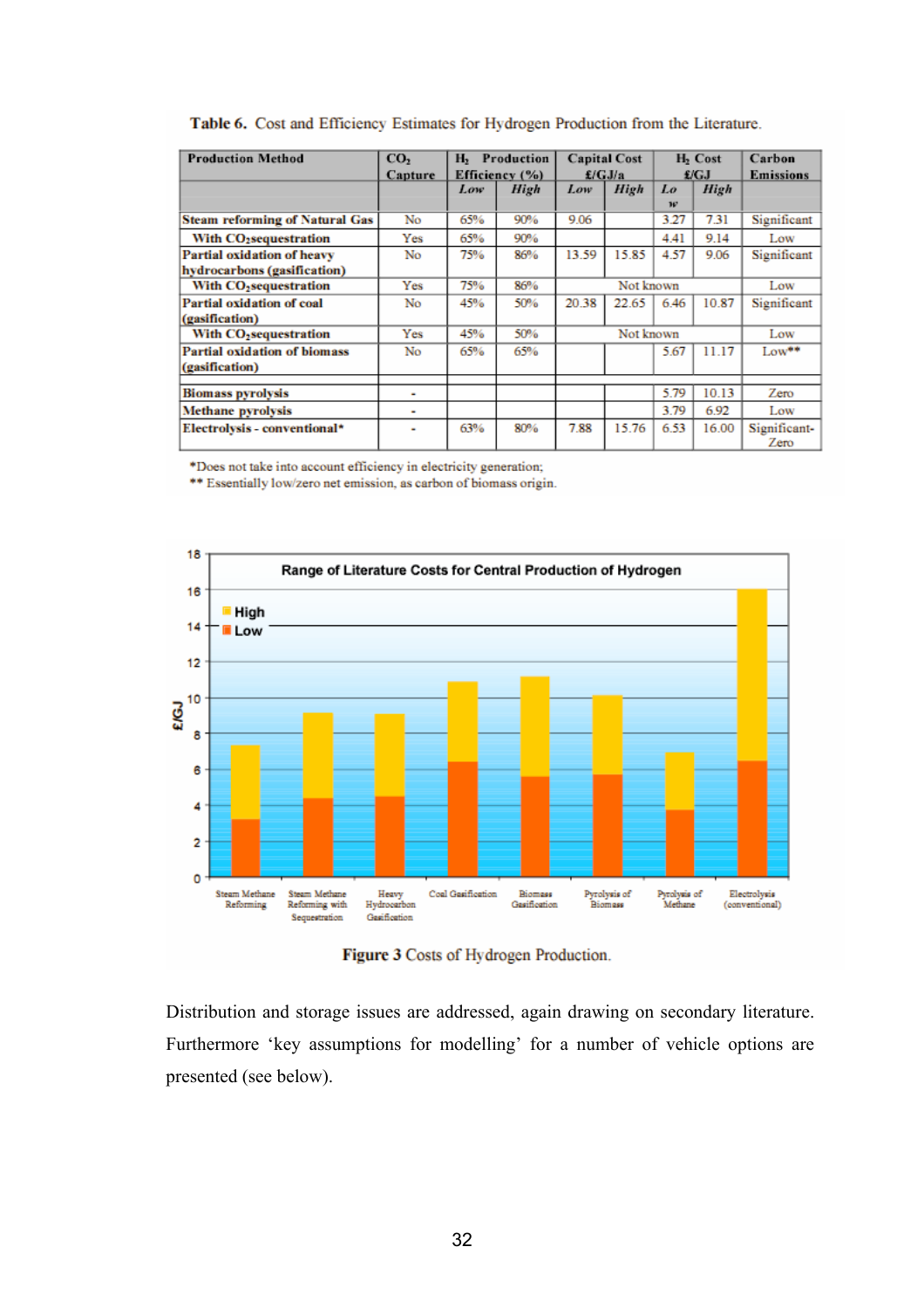**Table 6.** Cost and Efficiency Estimates for Hydrogen Production from the Literature.

| Production Method | $CO_2$ Capture | $H_2$ Production Efficiency (%) | | Capital Cost £/GJ/a | | $H_2$ Cost £/GJ | | Carbon Emissions |
|---|---|---|---|---|---|---|---|---|
| | | *Low* | *High* | *Low* | *High* | *Low* | *High* | |
| **Steam reforming of Natural Gas** | No | 65% | 90% | 9.06 | | 3.27 | 7.31 | Significant |
| **With $CO_2$ sequestration** | Yes | 65% | 90% | | | 4.41 | 9.14 | Low |
| **Partial oxidation of heavy hydrocarbons (gasification)** | No | 75% | 86% | 13.59 | 15.85 | 4.57 | 9.06 | Significant |
| **With $CO_2$ sequestration** | Yes | 75% | 86% | Not known | | | | Low |
| **Partial oxidation of coal (gasification)** | No | 45% | 50% | 20.38 | 22.65 | 6.46 | 10.87 | Significant |
| **With $CO_2$ sequestration** | Yes | 45% | 50% | Not known | | | | Low |
| **Partial oxidation of biomass (gasification)** | No | 65% | 65% | | | 5.67 | 11.17 | Low** |
| | | | | | | | | |
| **Biomass pyrolysis** | - | | | | | 5.79 | 10.13 | Zero |
| **Methane pyrolysis** | - | | | | | 3.79 | 6.92 | Low |
| **Electrolysis - conventional*** | - | 63% | 80% | 7.88 | 15.76 | 6.53 | 16.00 | Significant-Zero |

*Does not take into account efficiency in electricity generation;
** Essentially low/zero net emission, as carbon of biomass origin.

**Figure 3** Costs of Hydrogen Production.

Distribution and storage issues are addressed, again drawing on secondary literature. Furthermore 'key assumptions for modelling' for a number of vehicle options are presented (see below).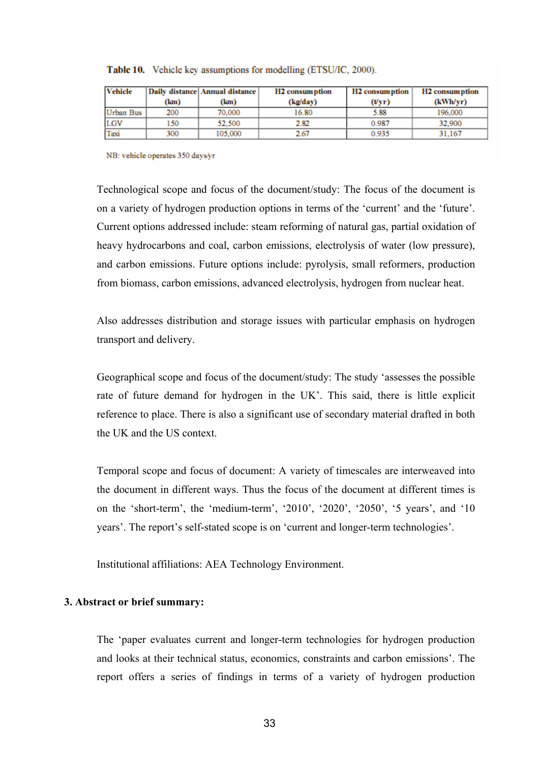**Table 10.** Vehicle key assumptions for modelling (ETSU/IC, 2000).

| Vehicle | Daily distance (km) | Annual distance (km) | H2 consumption (kg/day) | H2 consumption (t/yr) | H2 consumption (kWh/yr) |
|---|---|---|---|---|---|
| Urban Bus | 200 | 70,000 | 16.80 | 5.88 | 196,000 |
| LGV | 150 | 52,500 | 2.82 | 0.987 | 32,900 |
| Taxi | 300 | 105,000 | 2.67 | 0.935 | 31,167 |

NB: vehicle operates 350 days/yr

Technological scope and focus of the document/study: The focus of the document is on a variety of hydrogen production options in terms of the 'current' and the 'future'. Current options addressed include: steam reforming of natural gas, partial oxidation of heavy hydrocarbons and coal, carbon emissions, electrolysis of water (low pressure), and carbon emissions. Future options include: pyrolysis, small reformers, production from biomass, carbon emissions, advanced electrolysis, hydrogen from nuclear heat.

Also addresses distribution and storage issues with particular emphasis on hydrogen transport and delivery.

Geographical scope and focus of the document/study: The study 'assesses the possible rate of future demand for hydrogen in the UK'. This said, there is little explicit reference to place. There is also a significant use of secondary material drafted in both the UK and the US context.

Temporal scope and focus of document: A variety of timescales are interweaved into the document in different ways. Thus the focus of the document at different times is on the 'short-term', the 'medium-term', '2010', '2020', '2050', '5 years', and '10 years'. The report's self-stated scope is on 'current and longer-term technologies'.

Institutional affiliations: AEA Technology Environment.

**3. Abstract or brief summary:**

The 'paper evaluates current and longer-term technologies for hydrogen production and looks at their technical status, economics, constraints and carbon emissions'. The report offers a series of findings in terms of a variety of hydrogen production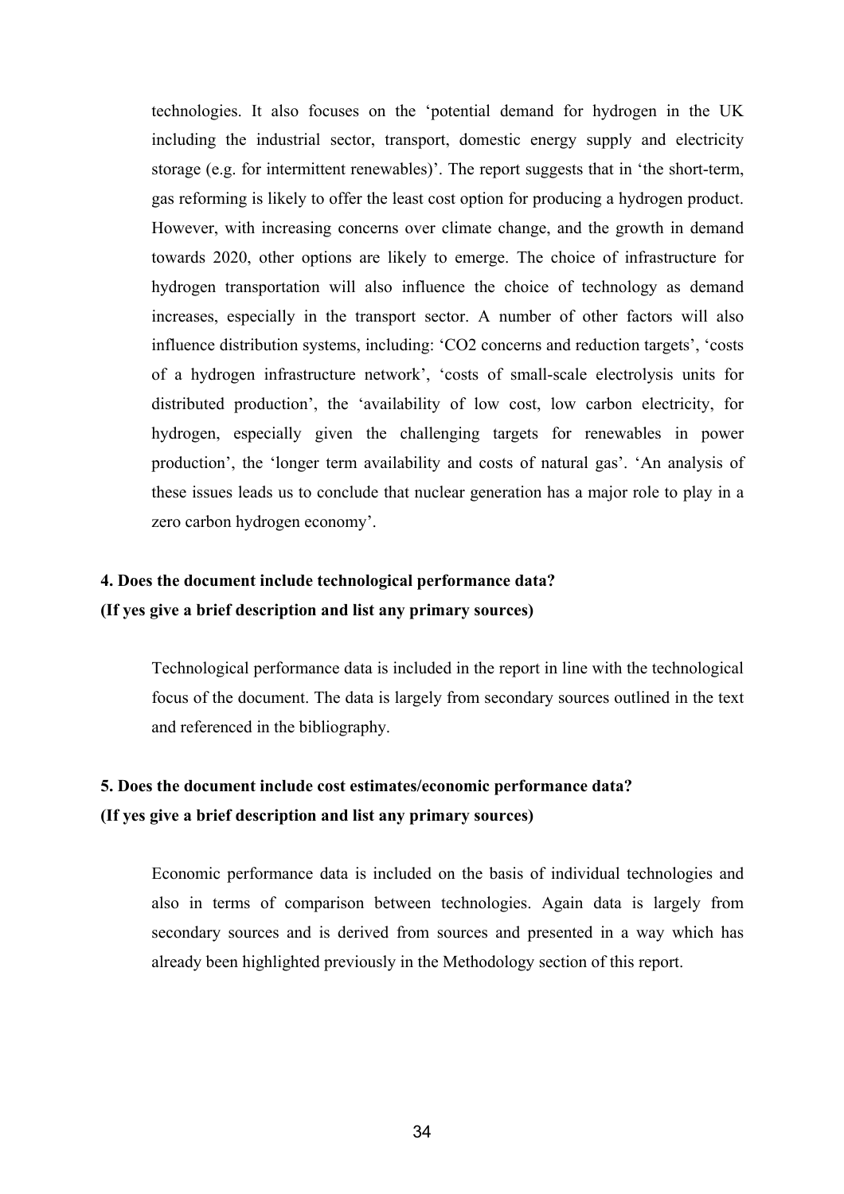technologies. It also focuses on the 'potential demand for hydrogen in the UK including the industrial sector, transport, domestic energy supply and electricity storage (e.g. for intermittent renewables)'. The report suggests that in 'the short-term, gas reforming is likely to offer the least cost option for producing a hydrogen product. However, with increasing concerns over climate change, and the growth in demand towards 2020, other options are likely to emerge. The choice of infrastructure for hydrogen transportation will also influence the choice of technology as demand increases, especially in the transport sector. A number of other factors will also influence distribution systems, including: '$CO_2$ concerns and reduction targets', 'costs of a hydrogen infrastructure network', 'costs of small-scale electrolysis units for distributed production', the 'availability of low cost, low carbon electricity, for hydrogen, especially given the challenging targets for renewables in power production', the 'longer term availability and costs of natural gas'. 'An analysis of these issues leads us to conclude that nuclear generation has a major role to play in a zero carbon hydrogen economy'.

**4. Does the document include technological performance data?**
**(If yes give a brief description and list any primary sources)**

Technological performance data is included in the report in line with the technological focus of the document. The data is largely from secondary sources outlined in the text and referenced in the bibliography.

**5. Does the document include cost estimates/economic performance data?**
**(If yes give a brief description and list any primary sources)**

Economic performance data is included on the basis of individual technologies and also in terms of comparison between technologies. Again data is largely from secondary sources and is derived from sources and presented in a way which has already been highlighted previously in the Methodology section of this report.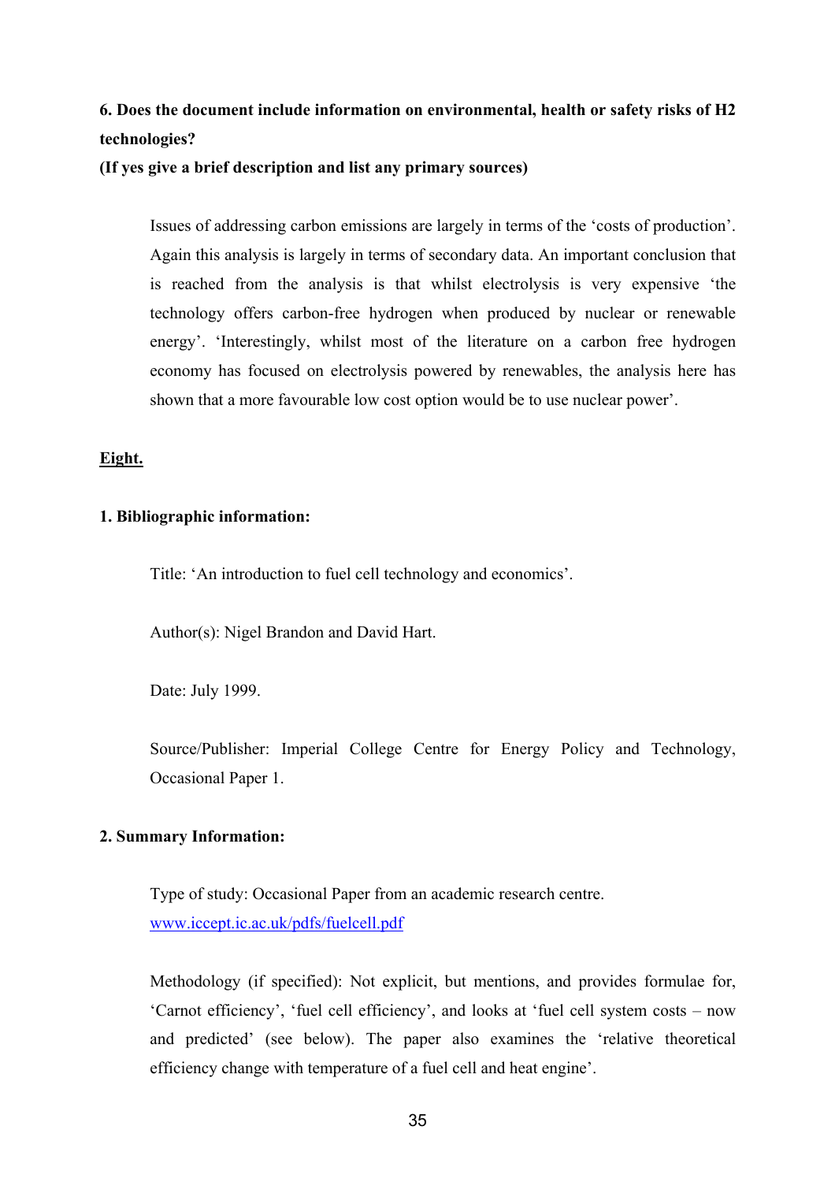**6. Does the document include information on environmental, health or safety risks of H2 technologies?**
**(If yes give a brief description and list any primary sources)**

Issues of addressing carbon emissions are largely in terms of the 'costs of production'. Again this analysis is largely in terms of secondary data. An important conclusion that is reached from the analysis is that whilst electrolysis is very expensive 'the technology offers carbon-free hydrogen when produced by nuclear or renewable energy'. 'Interestingly, whilst most of the literature on a carbon free hydrogen economy has focused on electrolysis powered by renewables, the analysis here has shown that a more favourable low cost option would be to use nuclear power'.

## Eight.

**1. Bibliographic information:**

Title: 'An introduction to fuel cell technology and economics'.

Author(s): Nigel Brandon and David Hart.

Date: July 1999.

Source/Publisher: Imperial College Centre for Energy Policy and Technology, Occasional Paper 1.

**2. Summary Information:**

Type of study: Occasional Paper from an academic research centre.
[www.iccept.ic.ac.uk/pdfs/fuelcell.pdf](www.iccept.ic.ac.uk/pdfs/fuelcell.pdf)

Methodology (if specified): Not explicit, but mentions, and provides formulae for, 'Carnot efficiency', 'fuel cell efficiency', and looks at 'fuel cell system costs – now and predicted' (see below). The paper also examines the 'relative theoretical efficiency change with temperature of a fuel cell and heat engine'.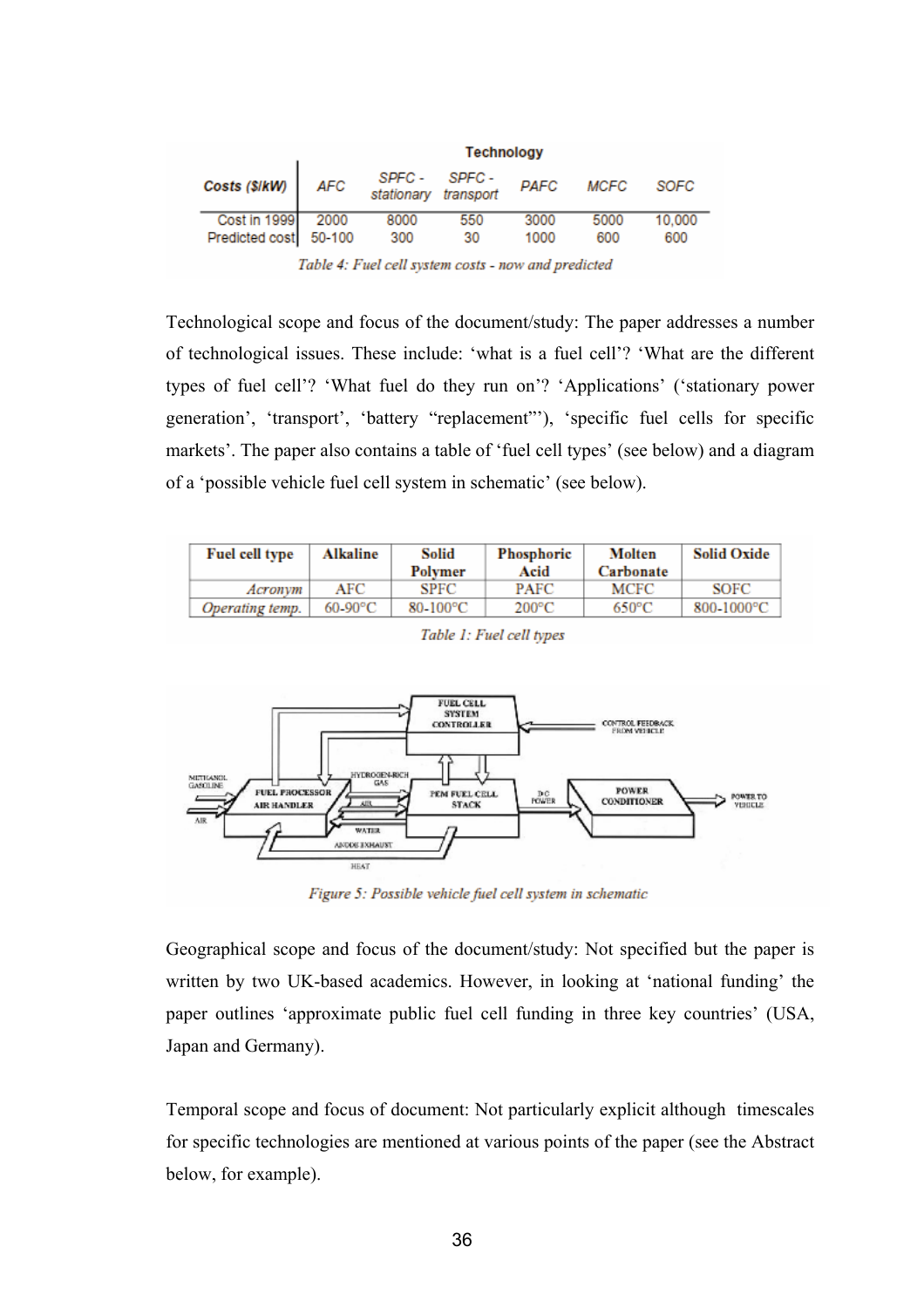| Costs ($/kW) | AFC | SPFC - stationary | SPFC - transport | PAFC | MCFC | SOFC |
|---|---|---|---|---|---|---|
| Cost in 1999 | 2000 | 8000 | 550 | 3000 | 5000 | 10,000 |
| Predicted cost | 50-100 | 300 | 30 | 1000 | 600 | 600 |

*Table 4: Fuel cell system costs - now and predicted*

Technological scope and focus of the document/study: The paper addresses a number of technological issues. These include: 'what is a fuel cell'? 'What are the different types of fuel cell'? 'What fuel do they run on'? 'Applications' ('stationary power generation', 'transport', 'battery "replacement"'), 'specific fuel cells for specific markets'. The paper also contains a table of 'fuel cell types' (see below) and a diagram of a 'possible vehicle fuel cell system in schematic' (see below).

| Fuel cell type | Alkaline | Solid Polymer | Phosphoric Acid | Molten Carbonate | Solid Oxide |
|---|---|---|---|---|---|
| *Acronym* | AFC | SPFC | PAFC | MCFC | SOFC |
| *Operating temp.* | 60-90°C | 80-100°C | 200°C | 650°C | 800-1000°C |

*Table 1: Fuel cell types*

*Figure 5: Possible vehicle fuel cell system in schematic*

Geographical scope and focus of the document/study: Not specified but the paper is written by two UK-based academics. However, in looking at 'national funding' the paper outlines 'approximate public fuel cell funding in three key countries' (USA, Japan and Germany).

Temporal scope and focus of document: Not particularly explicit although timescales for specific technologies are mentioned at various points of the paper (see the Abstract below, for example).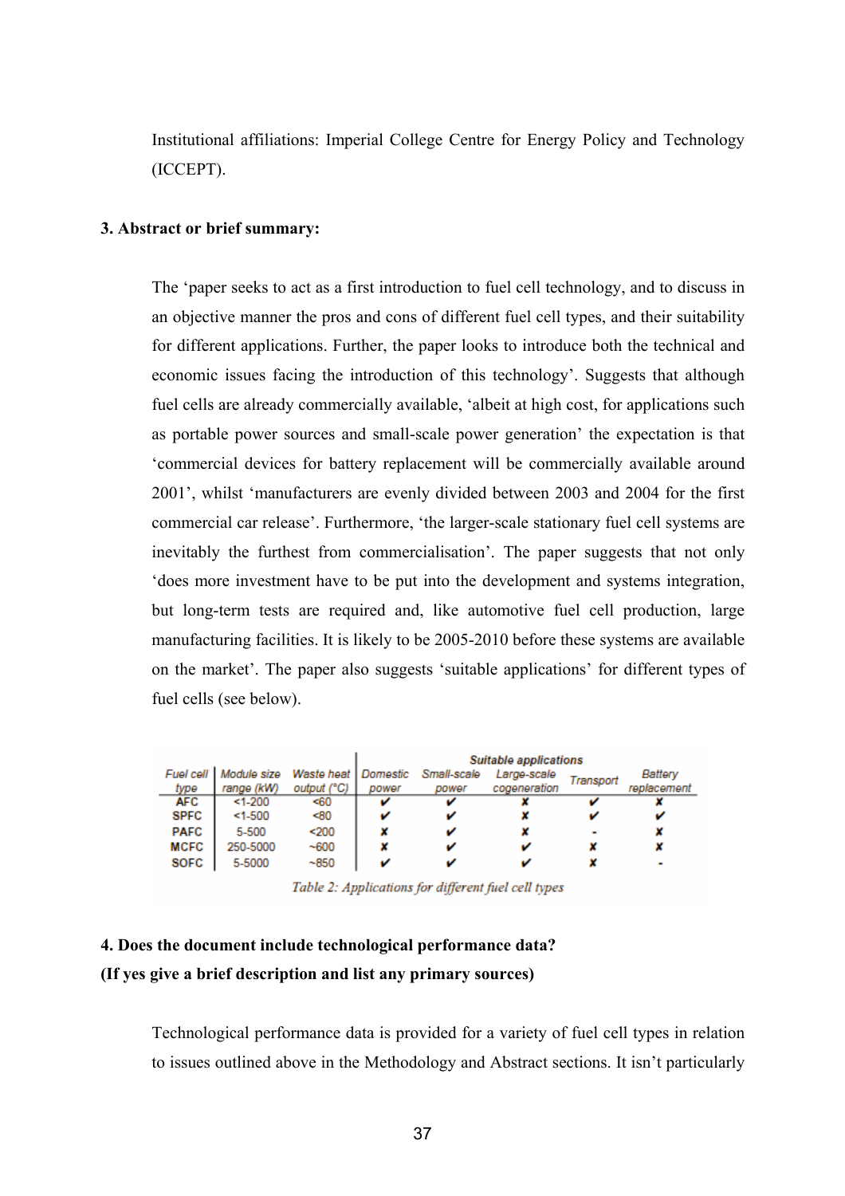Institutional affiliations: Imperial College Centre for Energy Policy and Technology (ICCEPT).

**3. Abstract or brief summary:**

The 'paper seeks to act as a first introduction to fuel cell technology, and to discuss in an objective manner the pros and cons of different fuel cell types, and their suitability for different applications. Further, the paper looks to introduce both the technical and economic issues facing the introduction of this technology'. Suggests that although fuel cells are already commercially available, 'albeit at high cost, for applications such as portable power sources and small-scale power generation' the expectation is that 'commercial devices for battery replacement will be commercially available around 2001', whilst 'manufacturers are evenly divided between 2003 and 2004 for the first commercial car release'. Furthermore, 'the larger-scale stationary fuel cell systems are inevitably the furthest from commercialisation'. The paper suggests that not only 'does more investment have to be put into the development and systems integration, but long-term tests are required and, like automotive fuel cell production, large manufacturing facilities. It is likely to be 2005-2010 before these systems are available on the market'. The paper also suggests 'suitable applications' for different types of fuel cells (see below).

| Fuel cell type | Module size range (kW) | Waste heat output (°C) | Suitable applications | | | | |
|---|---|---|---|---|---|---|---|
| | | | Domestic power | Small-scale power | Large-scale cogeneration | Transport | Battery replacement |
| AFC | <1-200 | <60 | ✔ | ✔ | ✘ | ✔ | ✘ |
| SPFC | <1-500 | <80 | ✔ | ✔ | ✘ | ✔ | ✔ |
| PAFC | 5-500 | <200 | ✘ | ✔ | ✘ | - | ✘ |
| MCFC | 250-5000 | ~600 | ✘ | ✔ | ✔ | ✘ | ✘ |
| SOFC | 5-5000 | ~850 | ✔ | ✔ | ✔ | ✘ | - |

*Table 2: Applications for different fuel cell types*

**4. Does the document include technological performance data?**
**(If yes give a brief description and list any primary sources)**

Technological performance data is provided for a variety of fuel cell types in relation to issues outlined above in the Methodology and Abstract sections. It isn't particularly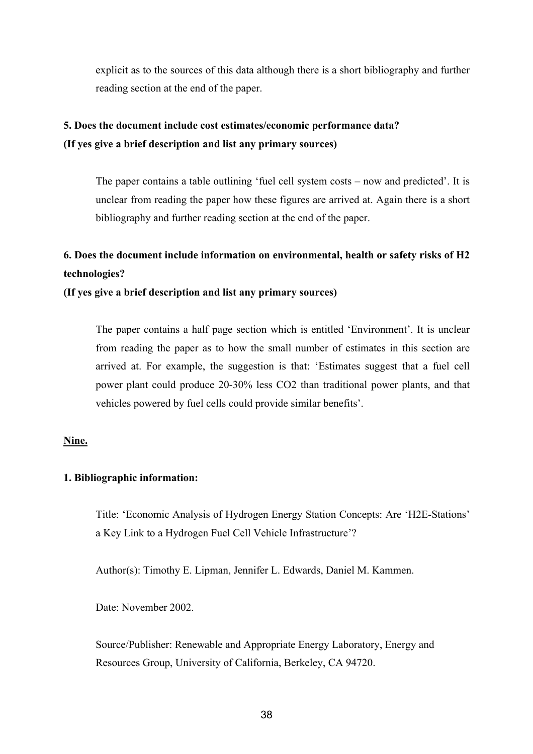explicit as to the sources of this data although there is a short bibliography and further reading section at the end of the paper.

**5. Does the document include cost estimates/economic performance data?**
**(If yes give a brief description and list any primary sources)**

The paper contains a table outlining 'fuel cell system costs – now and predicted'. It is unclear from reading the paper how these figures are arrived at. Again there is a short bibliography and further reading section at the end of the paper.

**6. Does the document include information on environmental, health or safety risks of H2 technologies?**
**(If yes give a brief description and list any primary sources)**

The paper contains a half page section which is entitled 'Environment'. It is unclear from reading the paper as to how the small number of estimates in this section are arrived at. For example, the suggestion is that: 'Estimates suggest that a fuel cell power plant could produce 20-30% less CO2 than traditional power plants, and that vehicles powered by fuel cells could provide similar benefits'.

**<u>Nine.</u>**

**1. Bibliographic information:**

Title: 'Economic Analysis of Hydrogen Energy Station Concepts: Are 'H2E-Stations' a Key Link to a Hydrogen Fuel Cell Vehicle Infrastructure'?

Author(s): Timothy E. Lipman, Jennifer L. Edwards, Daniel M. Kammen.

Date: November 2002.

Source/Publisher: Renewable and Appropriate Energy Laboratory, Energy and Resources Group, University of California, Berkeley, CA 94720.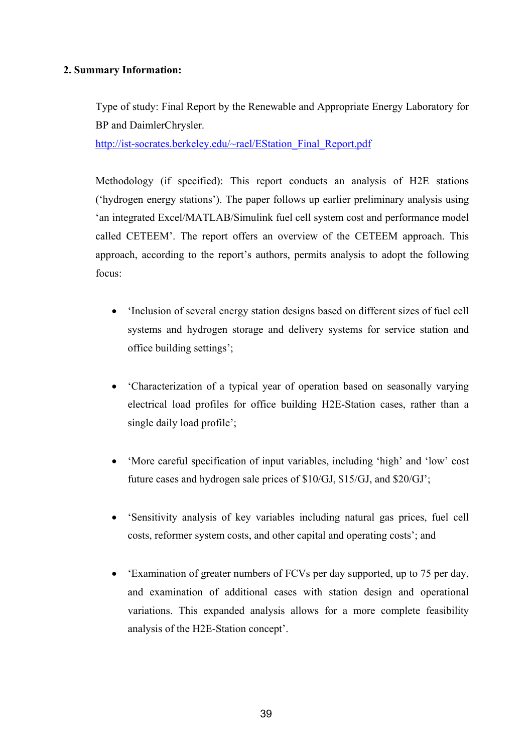**2. Summary Information:**

Type of study: Final Report by the Renewable and Appropriate Energy Laboratory for BP and DaimlerChrysler.

http://ist-socrates.berkeley.edu/~rael/EStation_Final_Report.pdf

Methodology (if specified): This report conducts an analysis of H2E stations ('hydrogen energy stations'). The paper follows up earlier preliminary analysis using 'an integrated Excel/MATLAB/Simulink fuel cell system cost and performance model called CETEEM'. The report offers an overview of the CETEEM approach. This approach, according to the report's authors, permits analysis to adopt the following focus:

- 'Inclusion of several energy station designs based on different sizes of fuel cell systems and hydrogen storage and delivery systems for service station and office building settings';
- 'Characterization of a typical year of operation based on seasonally varying electrical load profiles for office building H2E-Station cases, rather than a single daily load profile';
- 'More careful specification of input variables, including 'high' and 'low' cost future cases and hydrogen sale prices of $10/GJ, $15/GJ, and $20/GJ';
- 'Sensitivity analysis of key variables including natural gas prices, fuel cell costs, reformer system costs, and other capital and operating costs'; and
- 'Examination of greater numbers of FCVs per day supported, up to 75 per day, and examination of additional cases with station design and operational variations. This expanded analysis allows for a more complete feasibility analysis of the H2E-Station concept'.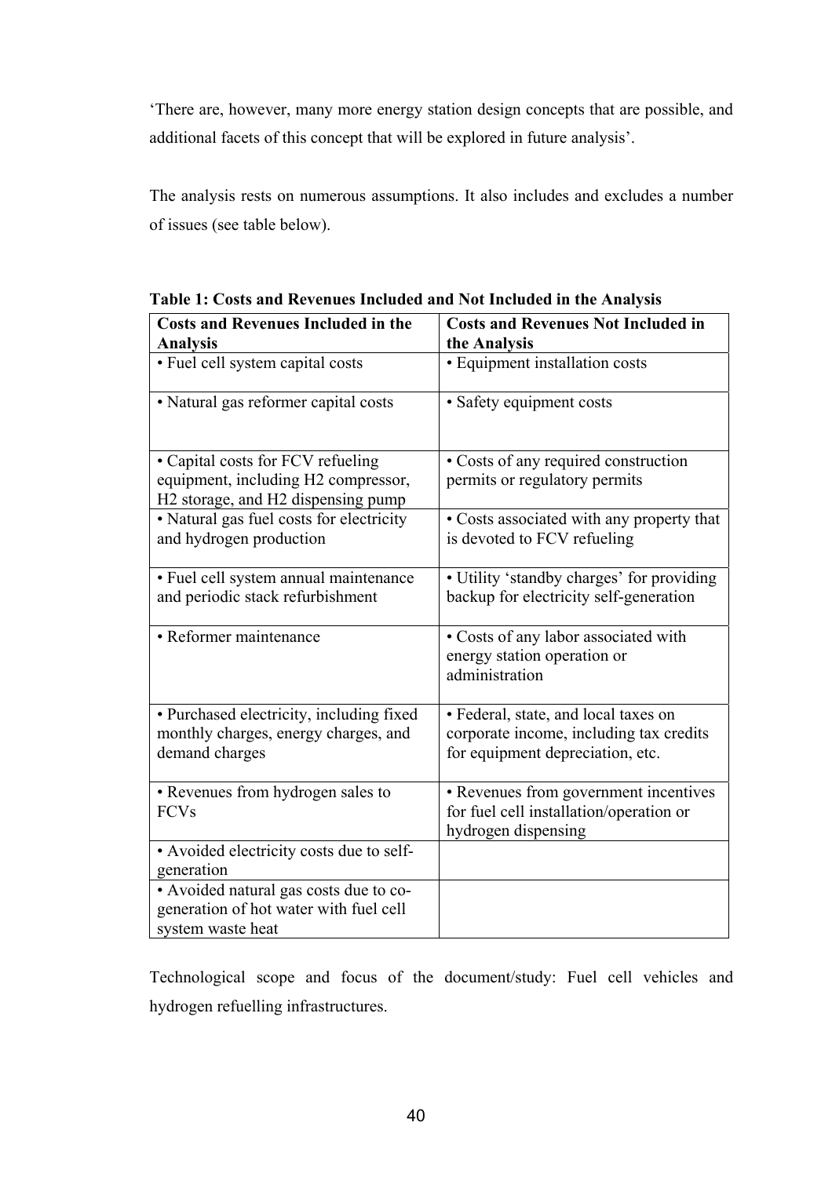'There are, however, many more energy station design concepts that are possible, and additional facets of this concept that will be explored in future analysis'.

The analysis rests on numerous assumptions. It also includes and excludes a number of issues (see table below).

**Table 1: Costs and Revenues Included and Not Included in the Analysis**

| Costs and Revenues Included in the Analysis | Costs and Revenues Not Included in the Analysis |
|---|---|
| • Fuel cell system capital costs | • Equipment installation costs |
| • Natural gas reformer capital costs | • Safety equipment costs |
| • Capital costs for FCV refueling equipment, including H2 compressor, H2 storage, and H2 dispensing pump | • Costs of any required construction permits or regulatory permits |
| • Natural gas fuel costs for electricity and hydrogen production | • Costs associated with any property that is devoted to FCV refueling |
| • Fuel cell system annual maintenance and periodic stack refurbishment | • Utility 'standby charges' for providing backup for electricity self-generation |
| • Reformer maintenance | • Costs of any labor associated with energy station operation or administration |
| • Purchased electricity, including fixed monthly charges, energy charges, and demand charges | • Federal, state, and local taxes on corporate income, including tax credits for equipment depreciation, etc. |
| • Revenues from hydrogen sales to FCVs | • Revenues from government incentives for fuel cell installation/operation or hydrogen dispensing |
| • Avoided electricity costs due to self-generation | |
| • Avoided natural gas costs due to co-generation of hot water with fuel cell system waste heat | |

Technological scope and focus of the document/study: Fuel cell vehicles and hydrogen refuelling infrastructures.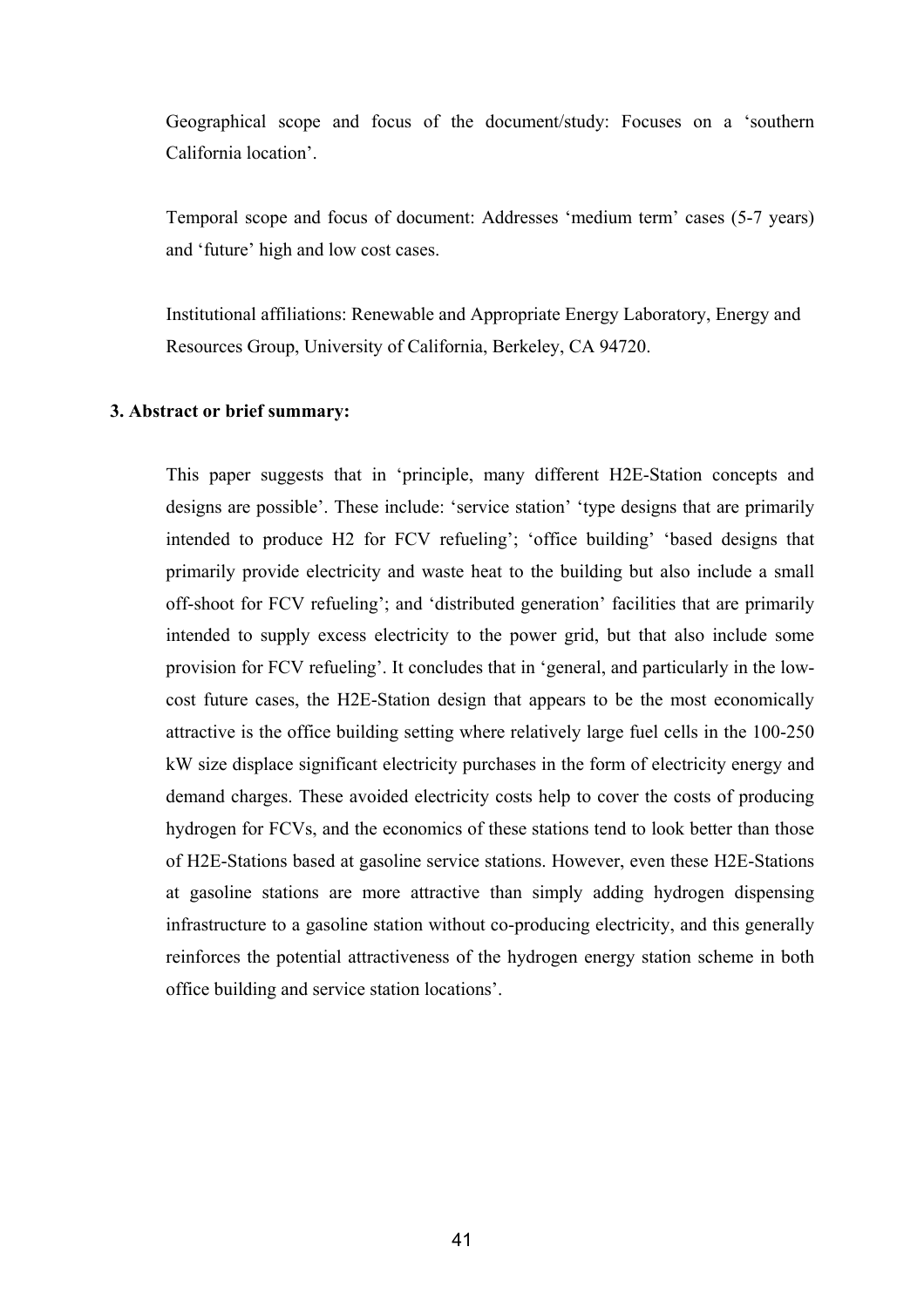Geographical scope and focus of the document/study: Focuses on a 'southern California location'.

Temporal scope and focus of document: Addresses 'medium term' cases (5-7 years) and 'future' high and low cost cases.

Institutional affiliations: Renewable and Appropriate Energy Laboratory, Energy and Resources Group, University of California, Berkeley, CA 94720.

**3. Abstract or brief summary:**

This paper suggests that in 'principle, many different H2E-Station concepts and designs are possible'. These include: 'service station' 'type designs that are primarily intended to produce H2 for FCV refueling'; 'office building' 'based designs that primarily provide electricity and waste heat to the building but also include a small off-shoot for FCV refueling'; and 'distributed generation' facilities that are primarily intended to supply excess electricity to the power grid, but that also include some provision for FCV refueling'. It concludes that in 'general, and particularly in the low-cost future cases, the H2E-Station design that appears to be the most economically attractive is the office building setting where relatively large fuel cells in the 100-250 kW size displace significant electricity purchases in the form of electricity energy and demand charges. These avoided electricity costs help to cover the costs of producing hydrogen for FCVs, and the economics of these stations tend to look better than those of H2E-Stations based at gasoline service stations. However, even these H2E-Stations at gasoline stations are more attractive than simply adding hydrogen dispensing infrastructure to a gasoline station without co-producing electricity, and this generally reinforces the potential attractiveness of the hydrogen energy station scheme in both office building and service station locations'.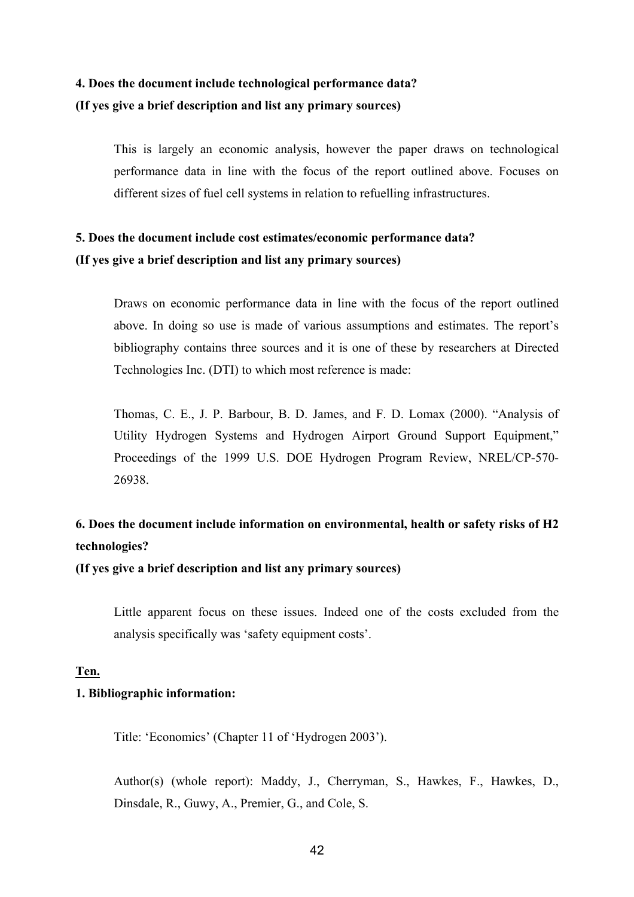**4. Does the document include technological performance data?**
**(If yes give a brief description and list any primary sources)**

This is largely an economic analysis, however the paper draws on technological performance data in line with the focus of the report outlined above. Focuses on different sizes of fuel cell systems in relation to refuelling infrastructures.

**5. Does the document include cost estimates/economic performance data?**
**(If yes give a brief description and list any primary sources)**

Draws on economic performance data in line with the focus of the report outlined above. In doing so use is made of various assumptions and estimates. The report's bibliography contains three sources and it is one of these by researchers at Directed Technologies Inc. (DTI) to which most reference is made:

Thomas, C. E., J. P. Barbour, B. D. James, and F. D. Lomax (2000). "Analysis of Utility Hydrogen Systems and Hydrogen Airport Ground Support Equipment," Proceedings of the 1999 U.S. DOE Hydrogen Program Review, NREL/CP-570-26938.

**6. Does the document include information on environmental, health or safety risks of H2 technologies?**
**(If yes give a brief description and list any primary sources)**

Little apparent focus on these issues. Indeed one of the costs excluded from the analysis specifically was 'safety equipment costs'.

**Ten.**

**1. Bibliographic information:**

Title: 'Economics' (Chapter 11 of 'Hydrogen 2003').

Author(s) (whole report): Maddy, J., Cherryman, S., Hawkes, F., Hawkes, D., Dinsdale, R., Guwy, A., Premier, G., and Cole, S.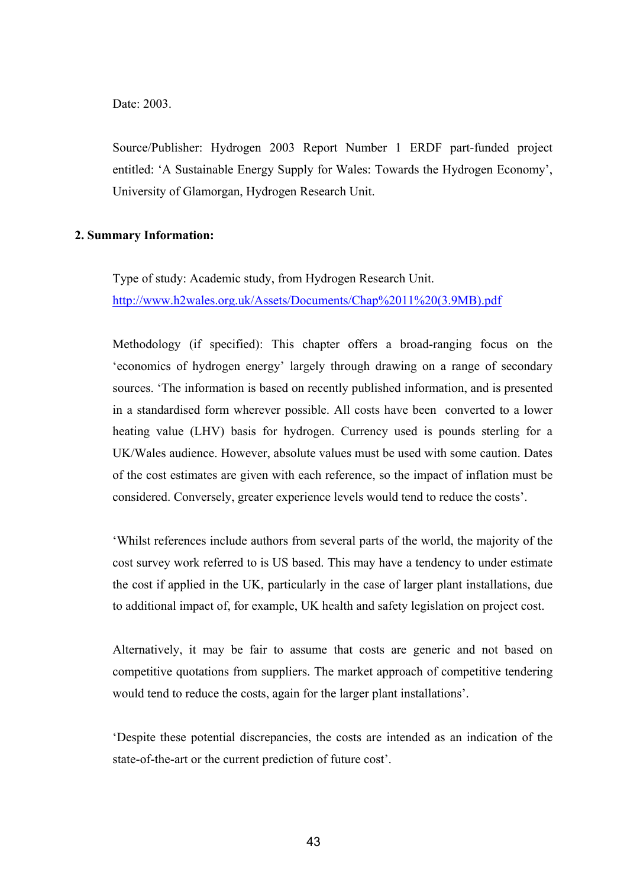Date: 2003.

Source/Publisher: Hydrogen 2003 Report Number 1 ERDF part-funded project entitled: 'A Sustainable Energy Supply for Wales: Towards the Hydrogen Economy', University of Glamorgan, Hydrogen Research Unit.

**2. Summary Information:**

Type of study: Academic study, from Hydrogen Research Unit.
http://www.h2wales.org.uk/Assets/Documents/Chap%2011%20(3.9MB).pdf

Methodology (if specified): This chapter offers a broad-ranging focus on the 'economics of hydrogen energy' largely through drawing on a range of secondary sources. 'The information is based on recently published information, and is presented in a standardised form wherever possible. All costs have been converted to a lower heating value (LHV) basis for hydrogen. Currency used is pounds sterling for a UK/Wales audience. However, absolute values must be used with some caution. Dates of the cost estimates are given with each reference, so the impact of inflation must be considered. Conversely, greater experience levels would tend to reduce the costs'.

'Whilst references include authors from several parts of the world, the majority of the cost survey work referred to is US based. This may have a tendency to under estimate the cost if applied in the UK, particularly in the case of larger plant installations, due to additional impact of, for example, UK health and safety legislation on project cost.

Alternatively, it may be fair to assume that costs are generic and not based on competitive quotations from suppliers. The market approach of competitive tendering would tend to reduce the costs, again for the larger plant installations'.

'Despite these potential discrepancies, the costs are intended as an indication of the state-of-the-art or the current prediction of future cost'.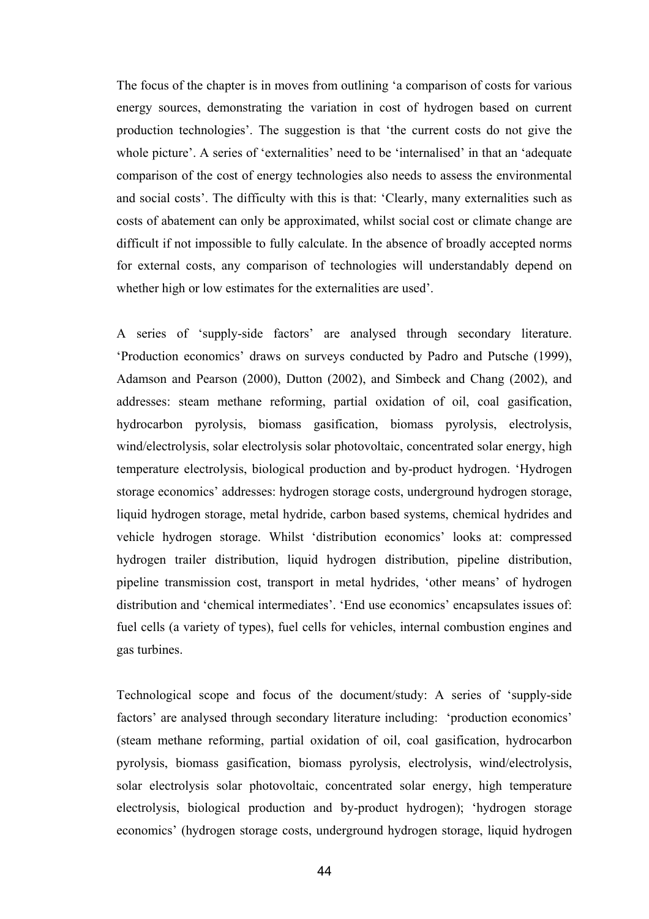The focus of the chapter is in moves from outlining 'a comparison of costs for various energy sources, demonstrating the variation in cost of hydrogen based on current production technologies'. The suggestion is that 'the current costs do not give the whole picture'. A series of 'externalities' need to be 'internalised' in that an 'adequate comparison of the cost of energy technologies also needs to assess the environmental and social costs'. The difficulty with this is that: 'Clearly, many externalities such as costs of abatement can only be approximated, whilst social cost or climate change are difficult if not impossible to fully calculate. In the absence of broadly accepted norms for external costs, any comparison of technologies will understandably depend on whether high or low estimates for the externalities are used'.

A series of 'supply-side factors' are analysed through secondary literature. 'Production economics' draws on surveys conducted by Padro and Putsche (1999), Adamson and Pearson (2000), Dutton (2002), and Simbeck and Chang (2002), and addresses: steam methane reforming, partial oxidation of oil, coal gasification, hydrocarbon pyrolysis, biomass gasification, biomass pyrolysis, electrolysis, wind/electrolysis, solar electrolysis solar photovoltaic, concentrated solar energy, high temperature electrolysis, biological production and by-product hydrogen. 'Hydrogen storage economics' addresses: hydrogen storage costs, underground hydrogen storage, liquid hydrogen storage, metal hydride, carbon based systems, chemical hydrides and vehicle hydrogen storage. Whilst 'distribution economics' looks at: compressed hydrogen trailer distribution, liquid hydrogen distribution, pipeline distribution, pipeline transmission cost, transport in metal hydrides, 'other means' of hydrogen distribution and 'chemical intermediates'. 'End use economics' encapsulates issues of: fuel cells (a variety of types), fuel cells for vehicles, internal combustion engines and gas turbines.

Technological scope and focus of the document/study: A series of 'supply-side factors' are analysed through secondary literature including: 'production economics' (steam methane reforming, partial oxidation of oil, coal gasification, hydrocarbon pyrolysis, biomass gasification, biomass pyrolysis, electrolysis, wind/electrolysis, solar electrolysis solar photovoltaic, concentrated solar energy, high temperature electrolysis, biological production and by-product hydrogen); 'hydrogen storage economics' (hydrogen storage costs, underground hydrogen storage, liquid hydrogen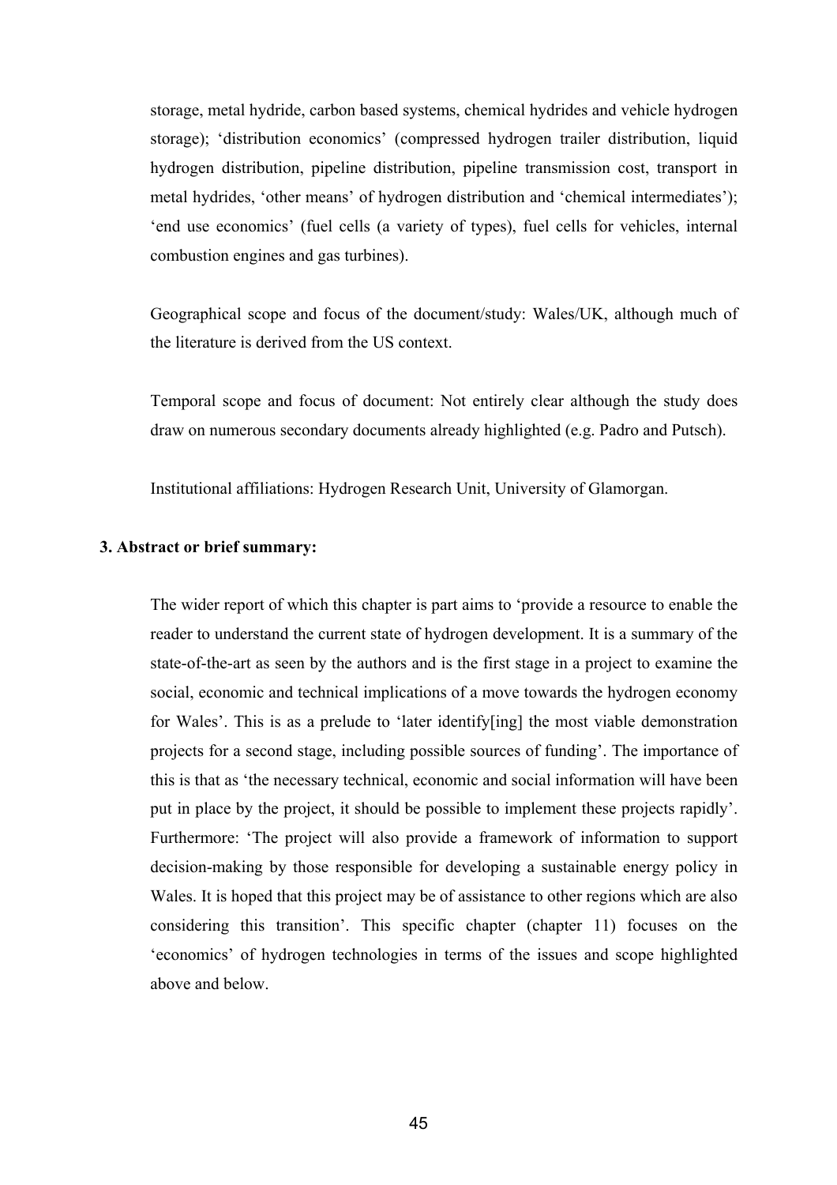storage, metal hydride, carbon based systems, chemical hydrides and vehicle hydrogen storage); 'distribution economics' (compressed hydrogen trailer distribution, liquid hydrogen distribution, pipeline distribution, pipeline transmission cost, transport in metal hydrides, 'other means' of hydrogen distribution and 'chemical intermediates'); 'end use economics' (fuel cells (a variety of types), fuel cells for vehicles, internal combustion engines and gas turbines).

Geographical scope and focus of the document/study: Wales/UK, although much of the literature is derived from the US context.

Temporal scope and focus of document: Not entirely clear although the study does draw on numerous secondary documents already highlighted (e.g. Padro and Putsch).

Institutional affiliations: Hydrogen Research Unit, University of Glamorgan.

**3. Abstract or brief summary:**

The wider report of which this chapter is part aims to 'provide a resource to enable the reader to understand the current state of hydrogen development. It is a summary of the state-of-the-art as seen by the authors and is the first stage in a project to examine the social, economic and technical implications of a move towards the hydrogen economy for Wales'. This is as a prelude to 'later identify[ing] the most viable demonstration projects for a second stage, including possible sources of funding'. The importance of this is that as 'the necessary technical, economic and social information will have been put in place by the project, it should be possible to implement these projects rapidly'. Furthermore: 'The project will also provide a framework of information to support decision-making by those responsible for developing a sustainable energy policy in Wales. It is hoped that this project may be of assistance to other regions which are also considering this transition'. This specific chapter (chapter 11) focuses on the 'economics' of hydrogen technologies in terms of the issues and scope highlighted above and below.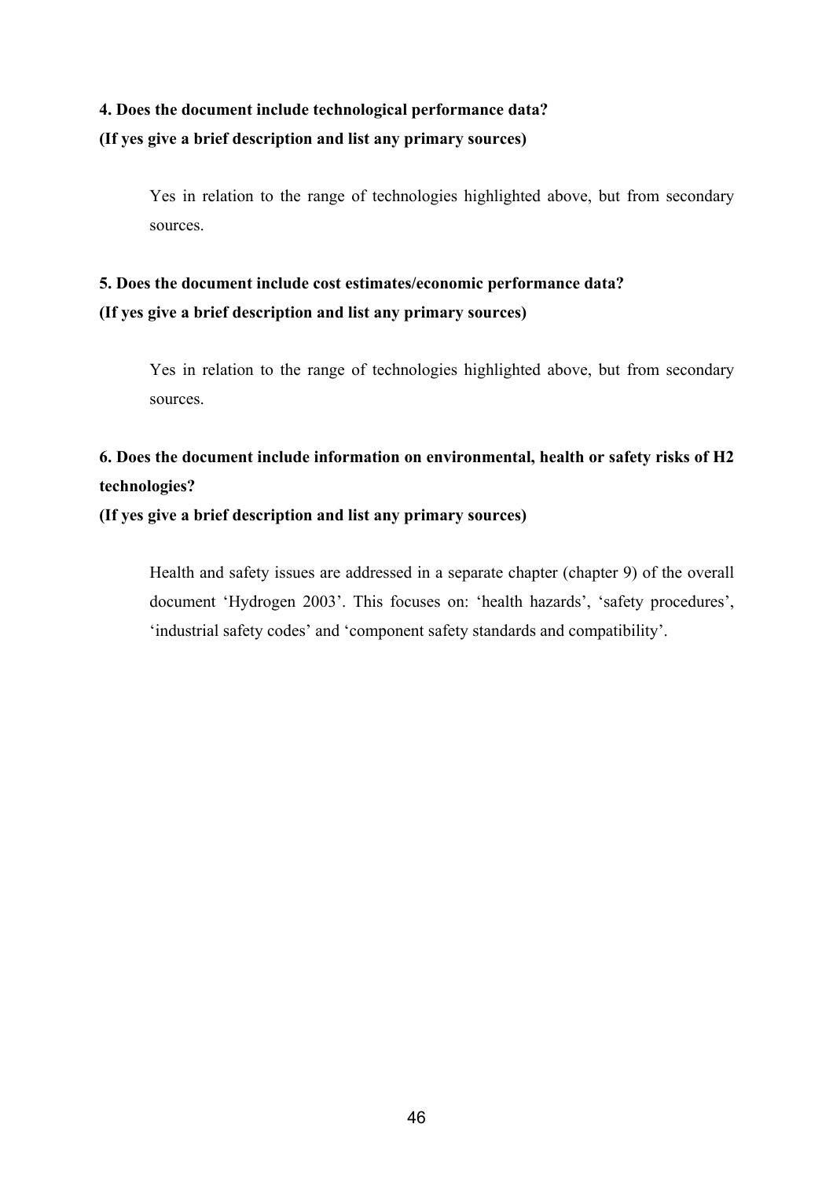**4. Does the document include technological performance data?**
**(If yes give a brief description and list any primary sources)**

Yes in relation to the range of technologies highlighted above, but from secondary sources.

**5. Does the document include cost estimates/economic performance data?**
**(If yes give a brief description and list any primary sources)**

Yes in relation to the range of technologies highlighted above, but from secondary sources.

**6. Does the document include information on environmental, health or safety risks of H2 technologies?**
**(If yes give a brief description and list any primary sources)**

Health and safety issues are addressed in a separate chapter (chapter 9) of the overall document 'Hydrogen 2003'. This focuses on: 'health hazards', 'safety procedures', 'industrial safety codes' and 'component safety standards and compatibility'.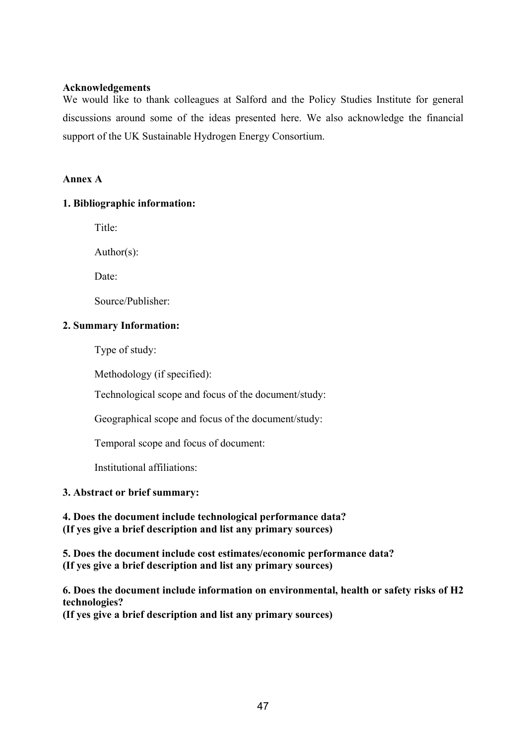**Acknowledgements**

We would like to thank colleagues at Salford and the Policy Studies Institute for general discussions around some of the ideas presented here. We also acknowledge the financial support of the UK Sustainable Hydrogen Energy Consortium.

## Annex A

**1. Bibliographic information:**

Title:

Author(s):

Date:

Source/Publisher:

**2. Summary Information:**

Type of study:

Methodology (if specified):

Technological scope and focus of the document/study:

Geographical scope and focus of the document/study:

Temporal scope and focus of document:

Institutional affiliations:

**3. Abstract or brief summary:**

**4. Does the document include technological performance data?**
**(If yes give a brief description and list any primary sources)**

**5. Does the document include cost estimates/economic performance data?**
**(If yes give a brief description and list any primary sources)**

**6. Does the document include information on environmental, health or safety risks of H2 technologies?**
**(If yes give a brief description and list any primary sources)**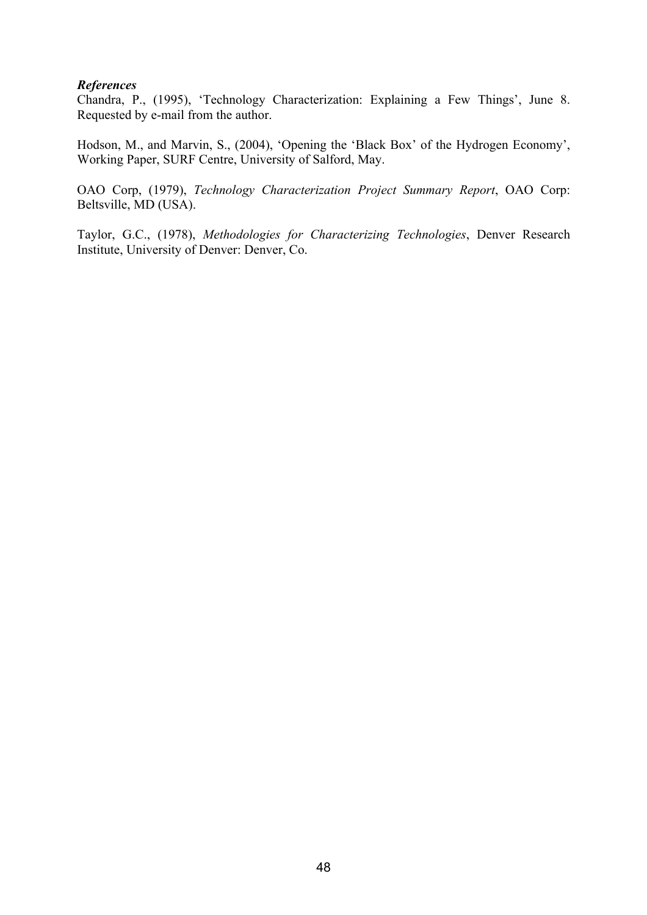***References***

Chandra, P., (1995), 'Technology Characterization: Explaining a Few Things', June 8. Requested by e-mail from the author.

Hodson, M., and Marvin, S., (2004), 'Opening the 'Black Box' of the Hydrogen Economy', Working Paper, SURF Centre, University of Salford, May.

OAO Corp, (1979), *Technology Characterization Project Summary Report*, OAO Corp: Beltsville, MD (USA).

Taylor, G.C., (1978), *Methodologies for Characterizing Technologies*, Denver Research Institute, University of Denver: Denver, Co.